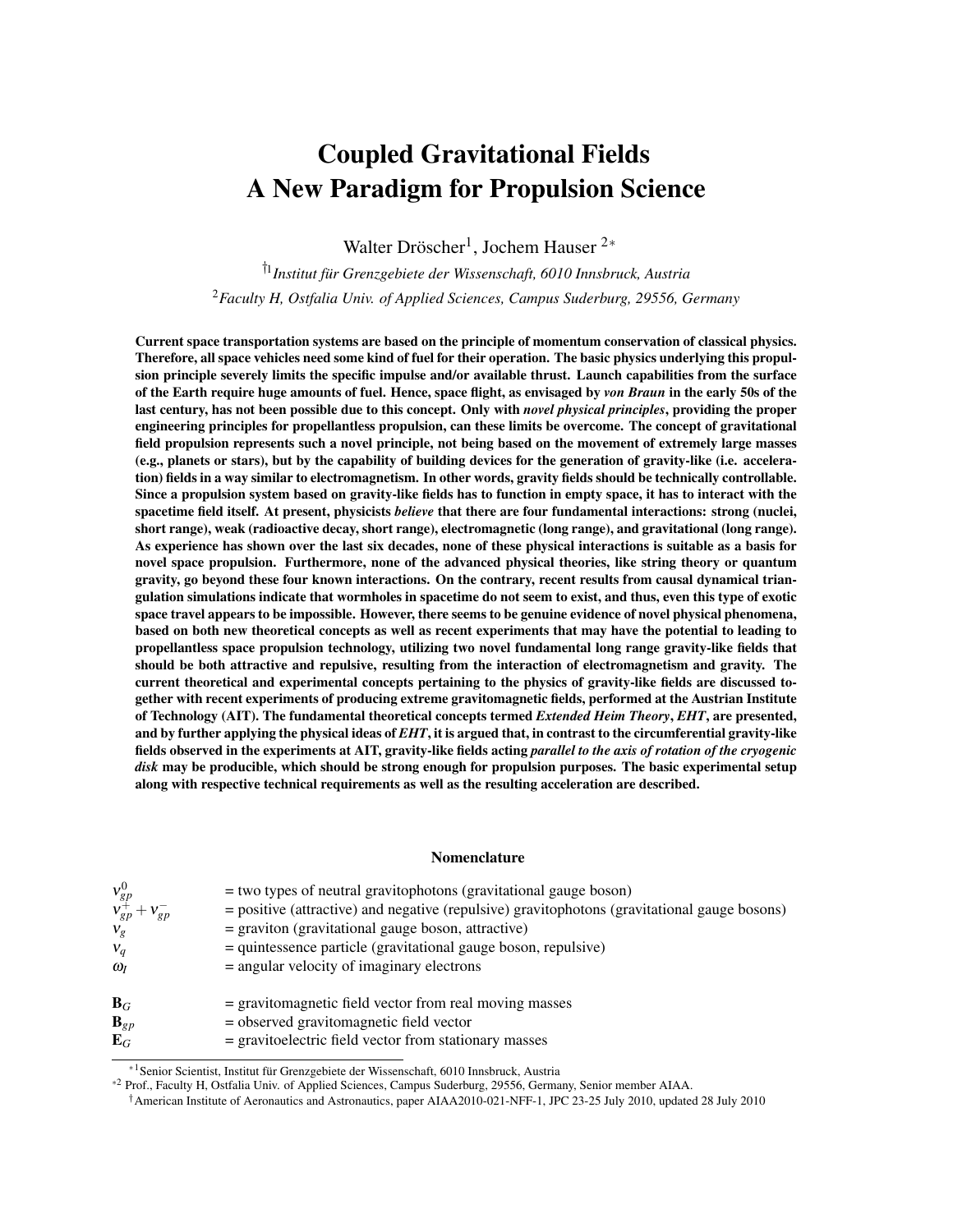# Coupled Gravitational Fields
# A New Paradigm for Propulsion Science

Walter Dröscher[1], Jochem Hauser [2*]

[†1] *Institut für Grenzgebiete der Wissenschaft, 6010 Innsbruck, Austria*

[2] *Faculty H, Ostfalia Univ. of Applied Sciences, Campus Suderburg, 29556, Germany*

**Current space transportation systems are based on the principle of momentum conservation of classical physics. Therefore, all space vehicles need some kind of fuel for their operation. The basic physics underlying this propulsion principle severely limits the specific impulse and/or available thrust. Launch capabilities from the surface of the Earth require huge amounts of fuel. Hence, space flight, as envisaged by *von Braun* in the early 50s of the last century, has not been possible due to this concept. Only with *novel physical principles*, providing the proper engineering principles for propellantless propulsion, can these limits be overcome. The concept of gravitational field propulsion represents such a novel principle, not being based on the movement of extremely large masses (e.g., planets or stars), but by the capability of building devices for the generation of gravity-like (i.e. acceleration) fields in a way similar to electromagnetism. In other words, gravity fields should be technically controllable. Since a propulsion system based on gravity-like fields has to function in empty space, it has to interact with the spacetime field itself. At present, physicists *believe* that there are four fundamental interactions: strong (nuclei, short range), weak (radioactive decay, short range), electromagnetic (long range), and gravitational (long range). As experience has shown over the last six decades, none of these physical interactions is suitable as a basis for novel space propulsion. Furthermore, none of the advanced physical theories, like string theory or quantum gravity, go beyond these four known interactions. On the contrary, recent results from causal dynamical triangulation simulations indicate that wormholes in spacetime do not seem to exist, and thus, even this type of exotic space travel appears to be impossible. However, there seems to be genuine evidence of novel physical phenomena, based on both new theoretical concepts as well as recent experiments that may have the potential to leading to propellantless space propulsion technology, utilizing two novel fundamental long range gravity-like fields that should be both attractive and repulsive, resulting from the interaction of electromagnetism and gravity. The current theoretical and experimental concepts pertaining to the physics of gravity-like fields are discussed together with recent experiments of producing extreme gravitomagnetic fields, performed at the Austrian Institute of Technology (AIT). The fundamental theoretical concepts termed *Extended Heim Theory*, *EHT*, are presented, and by further applying the physical ideas of *EHT*, it is argued that, in contrast to the circumferential gravity-like fields observed in the experiments at AIT, gravity-like fields acting *parallel to the axis of rotation of the cryogenic disk* may be producible, which should be strong enough for propulsion purposes. The basic experimental setup along with respective technical requirements as well as the resulting acceleration are described.**

## Nomenclature

| | |
|---|---|
| $\nu_{gp}^{0}$ | = two types of neutral gravitophotons (gravitational gauge boson) |
| $\nu_{gp}^{+} + \nu_{gp}^{-}$ | = positive (attractive) and negative (repulsive) gravitophotons (gravitational gauge bosons) |
| $\nu_{g}$ | = graviton (gravitational gauge boson, attractive) |
| $\nu_{q}$ | = quintessence particle (gravitational gauge boson, repulsive) |
| $\omega_{I}$ | = angular velocity of imaginary electrons |
| | |
| $\mathbf{B}_{G}$ | = gravitomagnetic field vector from real moving masses |
| $\mathbf{B}_{gp}$ | = observed gravitomagnetic field vector |
| $\mathbf{E}_{G}$ | = gravitoelectric field vector from stationary masses |

[*1] Senior Scientist, Institut für Grenzgebiete der Wissenschaft, 6010 Innsbruck, Austria

[*2] Prof., Faculty H, Ostfalia Univ. of Applied Sciences, Campus Suderburg, 29556, Germany, Senior member AIAA.

[†] American Institute of Aeronautics and Astronautics, paper AIAA2010-021-NFF-1, JPC 23-25 July 2010, updated 28 July 2010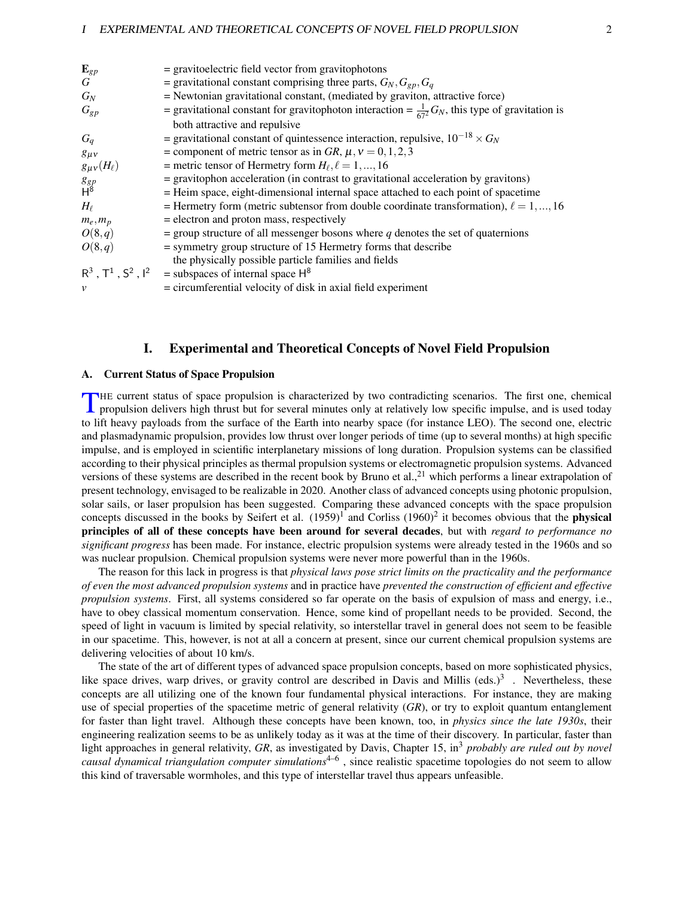| | |
|---|---|
| $\mathbf{E}_{gp}$ | = gravitoelectric field vector from gravitophotons |
| $G$ | = gravitational constant comprising three parts, $G_N, G_{gp}, G_q$ |
| $G_N$ | = Newtonian gravitational constant, (mediated by graviton, attractive force) |
| $G_{gp}$ | = gravitational constant for gravitophoton interaction = $\frac{1}{67^2}G_N$, this type of gravitation is both attractive and repulsive |
| $G_q$ | = gravitational constant of quintessence interaction, repulsive, $10^{-18} \times G_N$ |
| $g_{\mu\nu}$ | = component of metric tensor as in *GR*, $\mu,\nu = 0,1,2,3$ |
| $g_{\mu\nu}(H_\ell)$ | = metric tensor of Hermetry form $H_\ell, \ell = 1,...,16$ |
| $g_{gp}$ | = gravitophon acceleration (in contrast to gravitational acceleration by gravitons) |
| $\mathsf{H}^8$ | = Heim space, eight-dimensional internal space attached to each point of spacetime |
| $H_\ell$ | = Hermetry form (metric subtensor from double coordinate transformation), $\ell = 1,...,16$ |
| $m_e, m_p$ | = electron and proton mass, respectively |
| $O(8,q)$ | = group structure of all messenger bosons where $q$ denotes the set of quaternions |
| $O(8,q)$ | = symmetry group structure of 15 Hermetry forms that describe the physically possible particle families and fields |
| $\mathsf{R}^3$, $\mathsf{T}^1$, $\mathsf{S}^2$, $\mathsf{I}^2$ | = subspaces of internal space $\mathsf{H}^8$ |
| $v$ | = circumferential velocity of disk in axial field experiment |

# I. Experimental and Theoretical Concepts of Novel Field Propulsion

## A. Current Status of Space Propulsion

The current status of space propulsion is characterized by two contradicting scenarios. The first one, chemical propulsion delivers high thrust but for several minutes only at relatively low specific impulse, and is used today to lift heavy payloads from the surface of the Earth into nearby space (for instance LEO). The second one, electric and plasmadynamic propulsion, provides low thrust over longer periods of time (up to several months) at high specific impulse, and is employed in scientific interplanetary missions of long duration. Propulsion systems can be classified according to their physical principles as thermal propulsion systems or electromagnetic propulsion systems. Advanced versions of these systems are described in the recent book by Bruno et al.,[21] which performs a linear extrapolation of present technology, envisaged to be realizable in 2020. Another class of advanced concepts using photonic propulsion, solar sails, or laser propulsion has been suggested. Comparing these advanced concepts with the space propulsion concepts discussed in the books by Seifert et al. (1959)[1] and Corliss (1960)[2] it becomes obvious that the **physical principles of all of these concepts have been around for several decades**, but with *regard to performance no significant progress* has been made. For instance, electric propulsion systems were already tested in the 1960s and so was nuclear propulsion. Chemical propulsion systems were never more powerful than in the 1960s.

The reason for this lack in progress is that *physical laws pose strict limits on the practicality and the performance of even the most advanced propulsion systems* and in practice have *prevented the construction of efficient and effective propulsion systems*. First, all systems considered so far operate on the basis of expulsion of mass and energy, i.e., have to obey classical momentum conservation. Hence, some kind of propellant needs to be provided. Second, the speed of light in vacuum is limited by special relativity, so interstellar travel in general does not seem to be feasible in our spacetime. This, however, is not at all a concern at present, since our current chemical propulsion systems are delivering velocities of about 10 km/s.

The state of the art of different types of advanced space propulsion concepts, based on more sophisticated physics, like space drives, warp drives, or gravity control are described in Davis and Millis (eds.)[3] . Nevertheless, these concepts are all utilizing one of the known four fundamental physical interactions. For instance, they are making use of special properties of the spacetime metric of general relativity (*GR*), or try to exploit quantum entanglement for faster than light travel. Although these concepts have been known, too, in *physics since the late 1930s*, their engineering realization seems to be as unlikely today as it was at the time of their discovery. In particular, faster than light approaches in general relativity, *GR*, as investigated by Davis, Chapter 15, in[3] *probably are ruled out by novel causal dynamical triangulation computer simulations*[4–6] , since realistic spacetime topologies do not seem to allow this kind of traversable wormholes, and this type of interstellar travel thus appears unfeasible.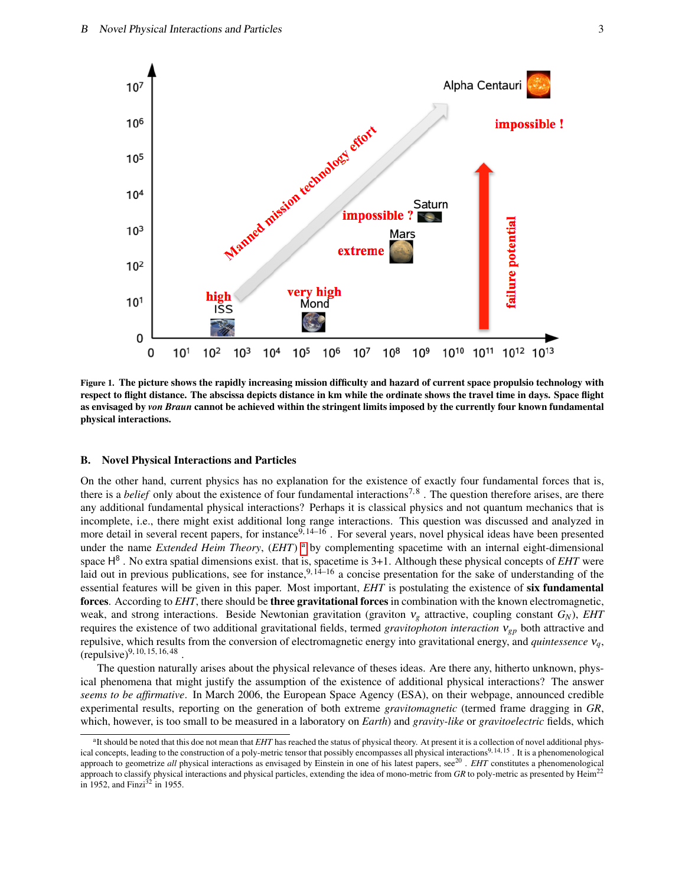Figure 1. **The picture shows the rapidly increasing mission difficulty and hazard of current space propulsio technology with respect to flight distance. The abscissa depicts distance in km while the ordinate shows the travel time in days. Space flight as envisaged by *von Braun* cannot be achieved within the stringent limits imposed by the currently four known fundamental physical interactions.**

## B. Novel Physical Interactions and Particles

On the other hand, current physics has no explanation for the existence of exactly four fundamental forces that is, there is a *belief* only about the existence of four fundamental interactions[7,8] . The question therefore arises, are there any additional fundamental physical interactions? Perhaps it is classical physics and not quantum mechanics that is incomplete, i.e., there might exist additional long range interactions. This question was discussed and analyzed in more detail in several recent papers, for instance[9,14–16] . For several years, novel physical ideas have been presented under the name *Extended Heim Theory*, (*EHT*) [a] by complementing spacetime with an internal eight-dimensional space $H^8$ . No extra spatial dimensions exist. that is, spacetime is 3+1. Although these physical concepts of *EHT* were laid out in previous publications, see for instance,[9,14–16] a concise presentation for the sake of understanding of the essential features will be given in this paper. Most important, *EHT* is postulating the existence of **six fundamental forces**. According to *EHT*, there should be **three gravitational forces** in combination with the known electromagnetic, weak, and strong interactions. Beside Newtonian gravitation (graviton $\nu_g$ attractive, coupling constant $G_N$), *EHT* requires the existence of two additional gravitational fields, termed *gravitophoton interaction* $\nu_{gp}$ both attractive and repulsive, which results from the conversion of electromagnetic energy into gravitational energy, and *quintessence* $\nu_q$, (repulsive)[9,10,15,16,48] .

The question naturally arises about the physical relevance of theses ideas. Are there any, hitherto unknown, physical phenomena that might justify the assumption of the existence of additional physical interactions? The answer *seems to be affirmative*. In March 2006, the European Space Agency (ESA), on their webpage, announced credible experimental results, reporting on the generation of both extreme *gravitomagnetic* (termed frame dragging in *GR*, which, however, is too small to be measured in a laboratory on *Earth*) and *gravity-like* or *gravitoelectric* fields, which

---

[a] It should be noted that this doe not mean that *EHT* has reached the status of physical theory. At present it is a collection of novel additional physical concepts, leading to the construction of a poly-metric tensor that possibly encompasses all physical interactions[9,14,15] . It is a phenomenological approach to geometrize *all* physical interactions as envisaged by Einstein in one of his latest papers, see[20] . *EHT* constitutes a phenomenological approach to classify physical interactions and physical particles, extending the idea of mono-metric from *GR* to poly-metric as presented by Heim[22] in 1952, and Finzi[32] in 1955.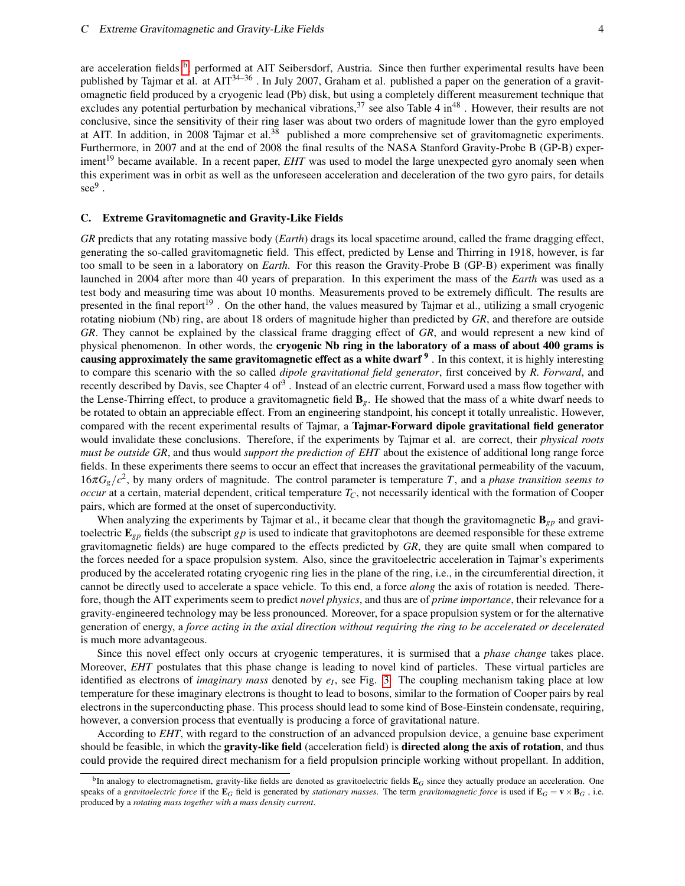are acceleration fields[b] performed at AIT Seibersdorf, Austria. Since then further experimental results have been published by Tajmar et al. at AIT[34–36] . In July 2007, Graham et al. published a paper on the generation of a gravitomagnetic field produced by a cryogenic lead (Pb) disk, but using a completely different measurement technique that excludes any potential perturbation by mechanical vibrations,[37] see also Table 4 in[48] . However, their results are not conclusive, since the sensitivity of their ring laser was about two orders of magnitude lower than the gyro employed at AIT. In addition, in 2008 Tajmar et al.[38] published a more comprehensive set of gravitomagnetic experiments. Furthermore, in 2007 and at the end of 2008 the final results of the NASA Stanford Gravity-Probe B (GP-B) experiment[19] became available. In a recent paper, *EHT* was used to model the large unexpected gyro anomaly seen when this experiment was in orbit as well as the unforeseen acceleration and deceleration of the two gyro pairs, for details see[9] .

### C. Extreme Gravitomagnetic and Gravity-Like Fields

*GR* predicts that any rotating massive body (*Earth*) drags its local spacetime around, called the frame dragging effect, generating the so-called gravitomagnetic field. This effect, predicted by Lense and Thirring in 1918, however, is far too small to be seen in a laboratory on *Earth*. For this reason the Gravity-Probe B (GP-B) experiment was finally launched in 2004 after more than 40 years of preparation. In this experiment the mass of the *Earth* was used as a test body and measuring time was about 10 months. Measurements proved to be extremely difficult. The results are presented in the final report[19] . On the other hand, the values measured by Tajmar et al., utilizing a small cryogenic rotating niobium (Nb) ring, are about 18 orders of magnitude higher than predicted by *GR*, and therefore are outside *GR*. They cannot be explained by the classical frame dragging effect of *GR*, and would represent a new kind of physical phenomenon. In other words, the **cryogenic Nb ring in the laboratory of a mass of about 400 grams is causing approximately the same gravitomagnetic effect as a white dwarf** [9] . In this context, it is highly interesting to compare this scenario with the so called *dipole gravitational field generator*, first conceived by *R. Forward*, and recently described by Davis, see Chapter 4 of[3] . Instead of an electric current, Forward used a mass flow together with the Lense-Thirring effect, to produce a gravitomagnetic field $\mathbf{B}_g$. He showed that the mass of a white dwarf needs to be rotated to obtain an appreciable effect. From an engineering standpoint, his concept it totally unrealistic. However, compared with the recent experimental results of Tajmar, a **Tajmar-Forward dipole gravitational field generator** would invalidate these conclusions. Therefore, if the experiments by Tajmar et al. are correct, their *physical roots must be outside GR*, and thus would *support the prediction of EHT* about the existence of additional long range force fields. In these experiments there seems to occur an effect that increases the gravitational permeability of the vacuum, $16\pi G_g/c^2$, by many orders of magnitude. The control parameter is temperature $T$, and a *phase transition seems to occur* at a certain, material dependent, critical temperature $T_C$, not necessarily identical with the formation of Cooper pairs, which are formed at the onset of superconductivity.

When analyzing the experiments by Tajmar et al., it became clear that though the gravitomagnetic $\mathbf{B}_{gp}$ and gravitoelectric $\mathbf{E}_{gp}$ fields (the subscript $gp$ is used to indicate that gravitophotons are deemed responsible for these extreme gravitomagnetic fields) are huge compared to the effects predicted by *GR*, they are quite small when compared to the forces needed for a space propulsion system. Also, since the gravitoelectric acceleration in Tajmar's experiments produced by the accelerated rotating cryogenic ring lies in the plane of the ring, i.e., in the circumferential direction, it cannot be directly used to accelerate a space vehicle. To this end, a force *along* the axis of rotation is needed. Therefore, though the AIT experiments seem to predict *novel physics*, and thus are of *prime importance*, their relevance for a gravity-engineered technology may be less pronounced. Moreover, for a space propulsion system or for the alternative generation of energy, a *force acting in the axial direction without requiring the ring to be accelerated or decelerated* is much more advantageous.

Since this novel effect only occurs at cryogenic temperatures, it is surmised that a *phase change* takes place. Moreover, *EHT* postulates that this phase change is leading to novel kind of particles. These virtual particles are identified as electrons of *imaginary mass* denoted by $e_I$, see Fig. 3. The coupling mechanism taking place at low temperature for these imaginary electrons is thought to lead to bosons, similar to the formation of Cooper pairs by real electrons in the superconducting phase. This process should lead to some kind of Bose-Einstein condensate, requiring, however, a conversion process that eventually is producing a force of gravitational nature.

According to *EHT*, with regard to the construction of an advanced propulsion device, a genuine base experiment should be feasible, in which the **gravity-like field** (acceleration field) is **directed along the axis of rotation**, and thus could provide the required direct mechanism for a field propulsion principle working without propellant. In addition,

[b] In analogy to electromagnetism, gravity-like fields are denoted as gravitoelectric fields $\mathbf{E}_G$ since they actually produce an acceleration. One speaks of a *gravitoelectric force* if the $\mathbf{E}_G$ field is generated by *stationary masses*. The term *gravitomagnetic force* is used if $\mathbf{E}_G = \mathbf{v} \times \mathbf{B}_G$ , i.e. produced by a *rotating mass together with a mass density current*.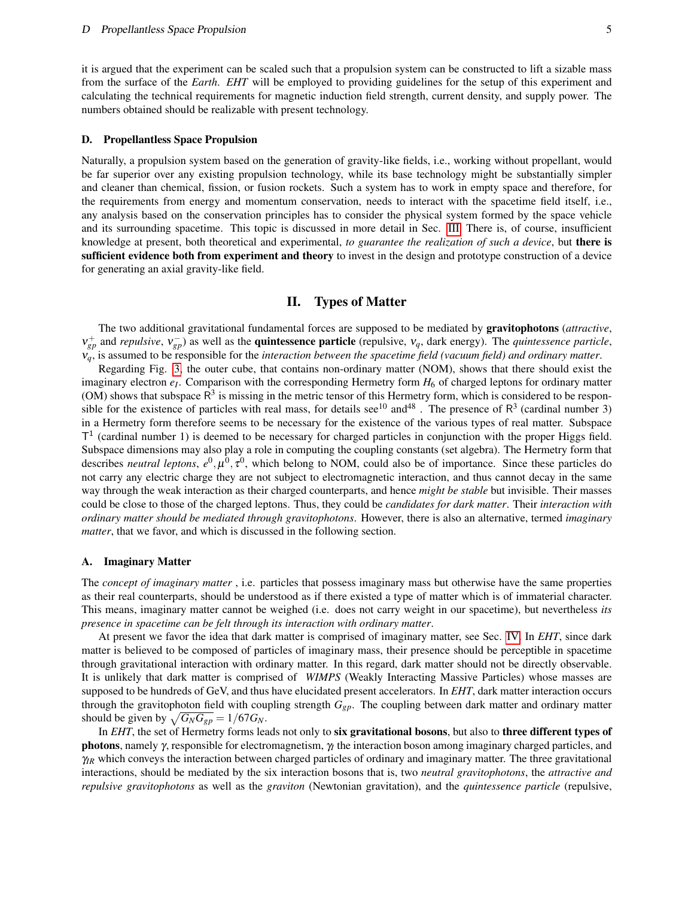it is argued that the experiment can be scaled such that a propulsion system can be constructed to lift a sizable mass from the surface of the *Earth*. *EHT* will be employed to providing guidelines for the setup of this experiment and calculating the technical requirements for magnetic induction field strength, current density, and supply power. The numbers obtained should be realizable with present technology.

### D. Propellantless Space Propulsion

Naturally, a propulsion system based on the generation of gravity-like fields, i.e., working without propellant, would be far superior over any existing propulsion technology, while its base technology might be substantially simpler and cleaner than chemical, fission, or fusion rockets. Such a system has to work in empty space and therefore, for the requirements from energy and momentum conservation, needs to interact with the spacetime field itself, i.e., any analysis based on the conservation principles has to consider the physical system formed by the space vehicle and its surrounding spacetime. This topic is discussed in more detail in Sec. III. There is, of course, insufficient knowledge at present, both theoretical and experimental, *to guarantee the realization of such a device*, but **there is sufficient evidence both from experiment and theory** to invest in the design and prototype construction of a device for generating an axial gravity-like field.

## II. Types of Matter

The two additional gravitational fundamental forces are supposed to be mediated by **gravitophotons** (*attractive*, $\nu_{gp}^{+}$ and *repulsive*, $\nu_{gp}^{-}$) as well as the **quintessence particle** (repulsive, $\nu_q$, dark energy). The *quintessence particle*, $\nu_q$, is assumed to be responsible for the *interaction between the spacetime field (vacuum field) and ordinary matter*.

Regarding Fig. 3, the outer cube, that contains non-ordinary matter (NOM), shows that there should exist the imaginary electron $e_I$. Comparison with the corresponding Hermetry form $H_6$ of charged leptons for ordinary matter (OM) shows that subspace $\mathsf{R}^3$ is missing in the metric tensor of this Hermetry form, which is considered to be responsible for the existence of particles with real mass, for details see[10] and[48]. The presence of $\mathsf{R}^3$ (cardinal number 3) in a Hermetry form therefore seems to be necessary for the existence of the various types of real matter. Subspace $\mathsf{T}^1$ (cardinal number 1) is deemed to be necessary for charged particles in conjunction with the proper Higgs field. Subspace dimensions may also play a role in computing the coupling constants (set algebra). The Hermetry form that describes *neutral leptons*, $e^0, \mu^0, \tau^0$, which belong to NOM, could also be of importance. Since these particles do not carry any electric charge they are not subject to electromagnetic interaction, and thus cannot decay in the same way through the weak interaction as their charged counterparts, and hence *might be stable* but invisible. Their masses could be close to those of the charged leptons. Thus, they could be *candidates for dark matter*. Their *interaction with ordinary matter should be mediated through gravitophotons*. However, there is also an alternative, termed *imaginary matter*, that we favor, and which is discussed in the following section.

### A. Imaginary Matter

The *concept of imaginary matter* , i.e. particles that possess imaginary mass but otherwise have the same properties as their real counterparts, should be understood as if there existed a type of matter which is of immaterial character. This means, imaginary matter cannot be weighed (i.e. does not carry weight in our spacetime), but nevertheless *its presence in spacetime can be felt through its interaction with ordinary matter*.

At present we favor the idea that dark matter is comprised of imaginary matter, see Sec. IV. In *EHT*, since dark matter is believed to be composed of particles of imaginary mass, their presence should be perceptible in spacetime through gravitational interaction with ordinary matter. In this regard, dark matter should not be directly observable. It is unlikely that dark matter is comprised of *WIMPS* (Weakly Interacting Massive Particles) whose masses are supposed to be hundreds of GeV, and thus have elucidated present accelerators. In *EHT*, dark matter interaction occurs through the gravitophoton field with coupling strength $G_{gp}$. The coupling between dark matter and ordinary matter should be given by $\sqrt{G_N G_{gp}} = 1/67 G_N$.

In *EHT*, the set of Hermetry forms leads not only to **six gravitational bosons**, but also to **three different types of photons**, namely $\gamma$, responsible for electromagnetism, $\gamma_I$ the interaction boson among imaginary charged particles, and $\gamma_{IR}$ which conveys the interaction between charged particles of ordinary and imaginary matter. The three gravitational interactions, should be mediated by the six interaction bosons that is, two *neutral gravitophotons*, the *attractive and repulsive gravitophotons* as well as the *graviton* (Newtonian gravitation), and the *quintessence particle* (repulsive,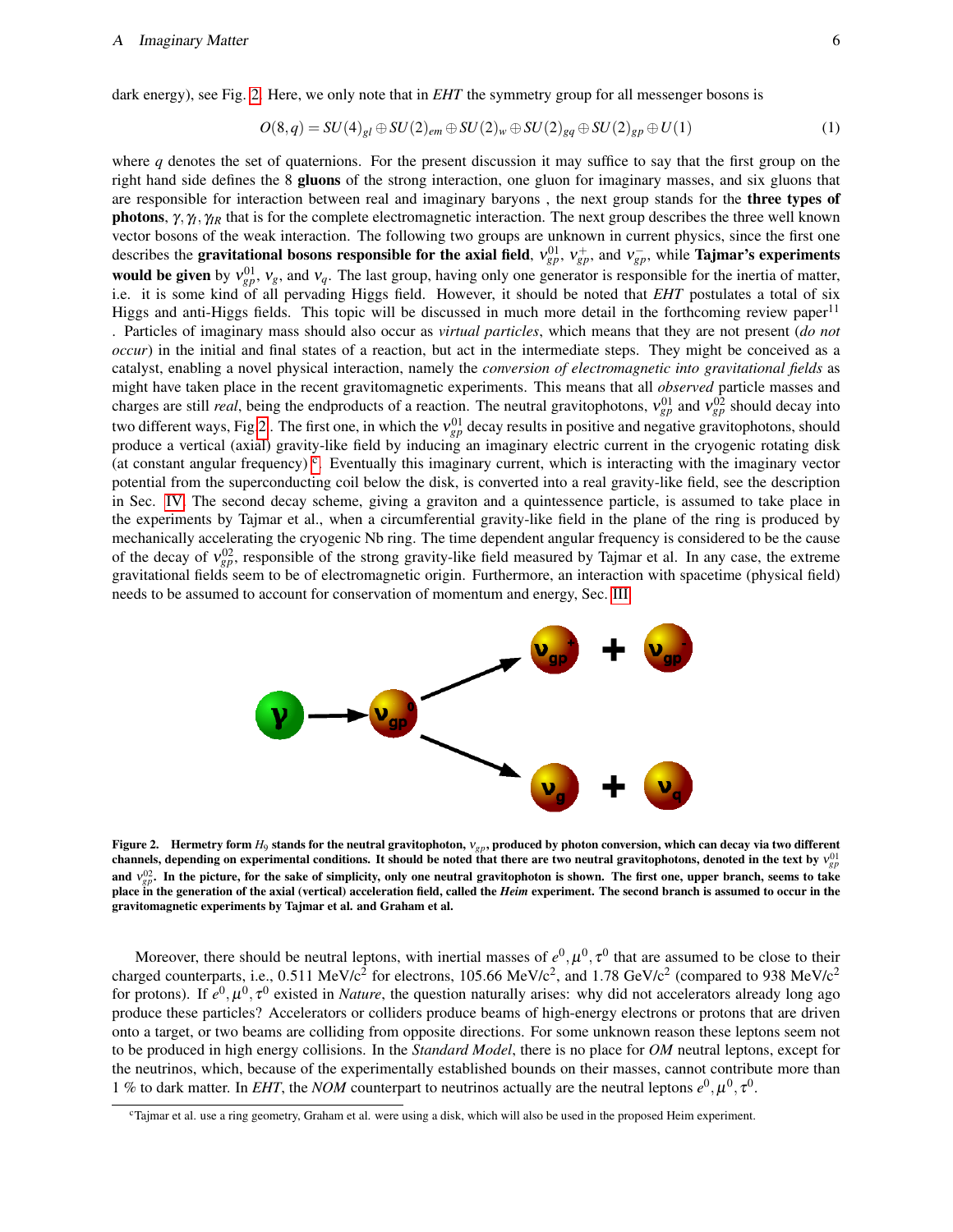dark energy), see Fig. 2. Here, we only note that in *EHT* the symmetry group for all messenger bosons is

$$O(8,q) = SU(4)_{gl} \oplus SU(2)_{em} \oplus SU(2)_{w} \oplus SU(2)_{gq} \oplus SU(2)_{gp} \oplus U(1) \tag{1}$$

where $q$ denotes the set of quaternions. For the present discussion it may suffice to say that the first group on the right hand side defines the 8 **gluons** of the strong interaction, one gluon for imaginary masses, and six gluons that are responsible for interaction between real and imaginary baryons , the next group stands for the **three types of photons**, $\gamma, \gamma_I, \gamma_{IR}$ that is for the complete electromagnetic interaction. The next group describes the three well known vector bosons of the weak interaction. The following two groups are unknown in current physics, since the first one describes the **gravitational bosons responsible for the axial field**, $\nu_{gp}^{01}$, $\nu_{gp}^{+}$, and $\nu_{gp}^{-}$, while **Tajmar's experiments would be given** by $\nu_{gp}^{01}$, $\nu_g$, and $\nu_q$. The last group, having only one generator is responsible for the inertia of matter, i.e. it is some kind of all pervading Higgs field. However, it should be noted that *EHT* postulates a total of six Higgs and anti-Higgs fields. This topic will be discussed in much more detail in the forthcoming review paper[11] . Particles of imaginary mass should also occur as *virtual particles*, which means that they are not present (*do not occur*) in the initial and final states of a reaction, but act in the intermediate steps. They might be conceived as a catalyst, enabling a novel physical interaction, namely the *conversion of electromagnetic into gravitational fields* as might have taken place in the recent gravitomagnetic experiments. This means that all *observed* particle masses and charges are still *real*, being the endproducts of a reaction. The neutral gravitophotons, $\nu_{gp}^{01}$ and $\nu_{gp}^{02}$ should decay into two different ways, Fig 2. The first one, in which the $\nu_{gp}^{01}$ decay results in positive and negative gravitophotons, should produce a vertical (axial) gravity-like field by inducing an imaginary electric current in the cryogenic rotating disk (at constant angular frequency) [c]. Eventually this imaginary current, which is interacting with the imaginary vector potential from the superconducting coil below the disk, is converted into a real gravity-like field, see the description in Sec. IV. The second decay scheme, giving a graviton and a quintessence particle, is assumed to take place in the experiments by Tajmar et al., when a circumferential gravity-like field in the plane of the ring is produced by mechanically accelerating the cryogenic Nb ring. The time dependent angular frequency is considered to be the cause of the decay of $\nu_{gp}^{02}$, responsible of the strong gravity-like field measured by Tajmar et al. In any case, the extreme gravitational fields seem to be of electromagnetic origin. Furthermore, an interaction with spacetime (physical field) needs to be assumed to account for conservation of momentum and energy, Sec. III.

**Figure 2. Hermetry form $H_9$ stands for the neutral gravitophoton, $\nu_{gp}$, produced by photon conversion, which can decay via two different channels, depending on experimental conditions. It should be noted that there are two neutral gravitophotons, denoted in the text by $\nu_{gp}^{01}$ and $\nu_{gp}^{02}$. In the picture, for the sake of simplicity, only one neutral gravitophoton is shown. The first one, upper branch, seems to take place in the generation of the axial (vertical) acceleration field, called the *Heim* experiment. The second branch is assumed to occur in the gravitomagnetic experiments by Tajmar et al. and Graham et al.**

Moreover, there should be neutral leptons, with inertial masses of $e^0, \mu^0, \tau^0$ that are assumed to be close to their charged counterparts, i.e., 0.511 MeV/c$^2$ for electrons, 105.66 MeV/c$^2$, and 1.78 GeV/c$^2$ (compared to 938 MeV/c$^2$ for protons). If $e^0, \mu^0, \tau^0$ existed in *Nature*, the question naturally arises: why did not accelerators already long ago produce these particles? Accelerators or colliders produce beams of high-energy electrons or protons that are driven onto a target, or two beams are colliding from opposite directions. For some unknown reason these leptons seem not to be produced in high energy collisions. In the *Standard Model*, there is no place for *OM* neutral leptons, except for the neutrinos, which, because of the experimentally established bounds on their masses, cannot contribute more than 1 % to dark matter. In *EHT*, the *NOM* counterpart to neutrinos actually are the neutral leptons $e^0, \mu^0, \tau^0$.

[c] Tajmar et al. use a ring geometry, Graham et al. were using a disk, which will also be used in the proposed Heim experiment.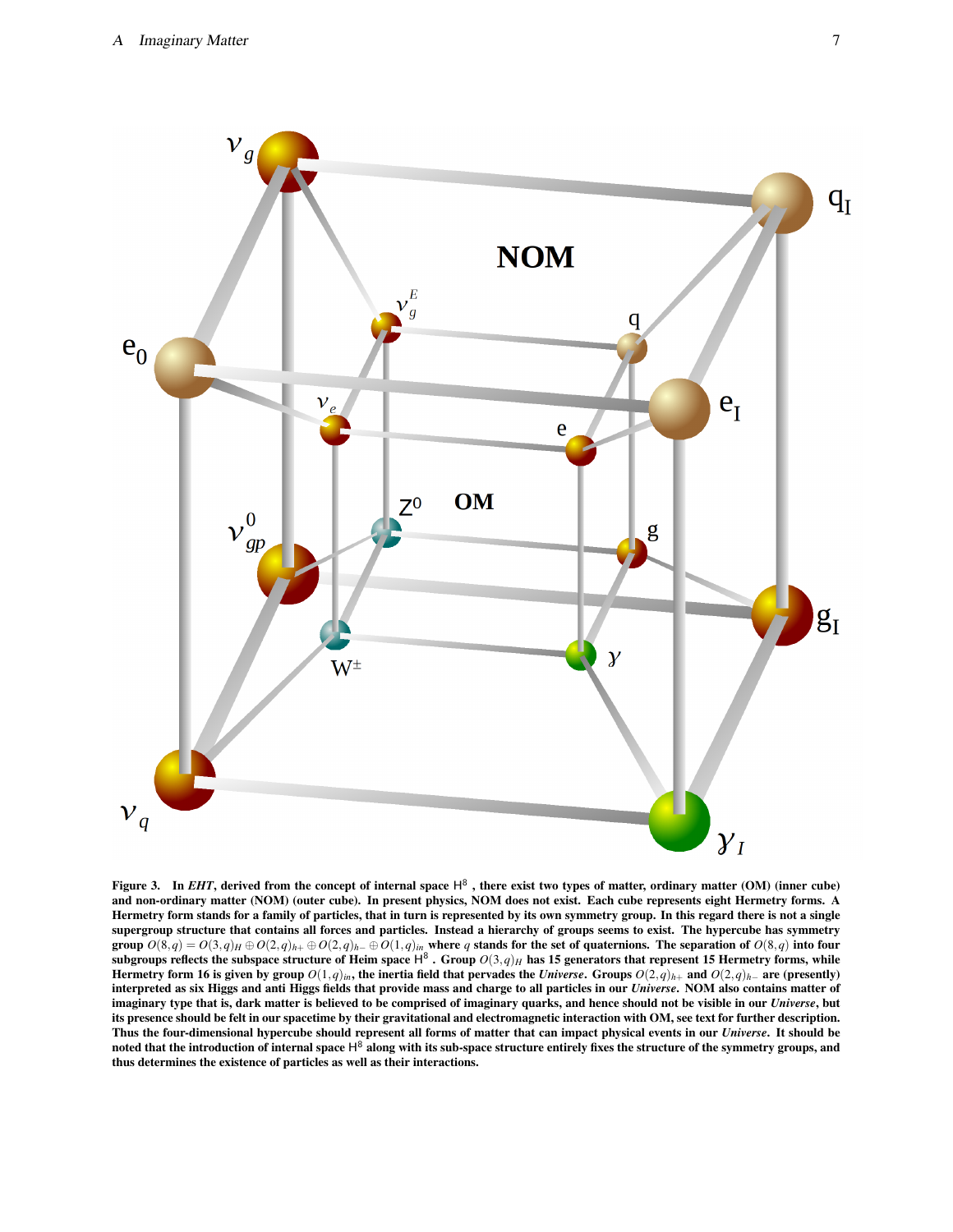**Figure 3.** In *EHT*, derived from the concept of internal space $H^8$, there exist two types of matter, ordinary matter (OM) (inner cube) and non-ordinary matter (NOM) (outer cube). In present physics, NOM does not exist. Each cube represents eight Hermetry forms. A Hermetry form stands for a family of particles, that in turn is represented by its own symmetry group. In this regard there is not a single supergroup structure that contains all forces and particles. Instead a hierarchy of groups seems to exist. The hypercube has symmetry group $O(8,q) = O(3,q)_H \oplus O(2,q)_{h+} \oplus O(2,q)_{h-} \oplus O(1,q)_{in}$ where $q$ stands for the set of quaternions. The separation of $O(8,q)$ into four subgroups reflects the subspace structure of Heim space $H^8$. Group $O(3,q)_H$ has 15 generators that represent 15 Hermetry forms, while Hermetry form 16 is given by group $O(1,q)_{in}$, the inertia field that pervades the *Universe*. Groups $O(2,q)_{h+}$ and $O(2,q)_{h-}$ are (presently) interpreted as six Higgs and anti Higgs fields that provide mass and charge to all particles in our *Universe*. NOM also contains matter of imaginary type that is, dark matter is believed to be comprised of imaginary quarks, and hence should not be visible in our *Universe*, but its presence should be felt in our spacetime by their gravitational and electromagnetic interaction with OM, see text for further description. Thus the four-dimensional hypercube should represent all forms of matter that can impact physical events in our *Universe*. It should be noted that the introduction of internal space $H^8$ along with its sub-space structure entirely fixes the structure of the symmetry groups, and thus determines the existence of particles as well as their interactions.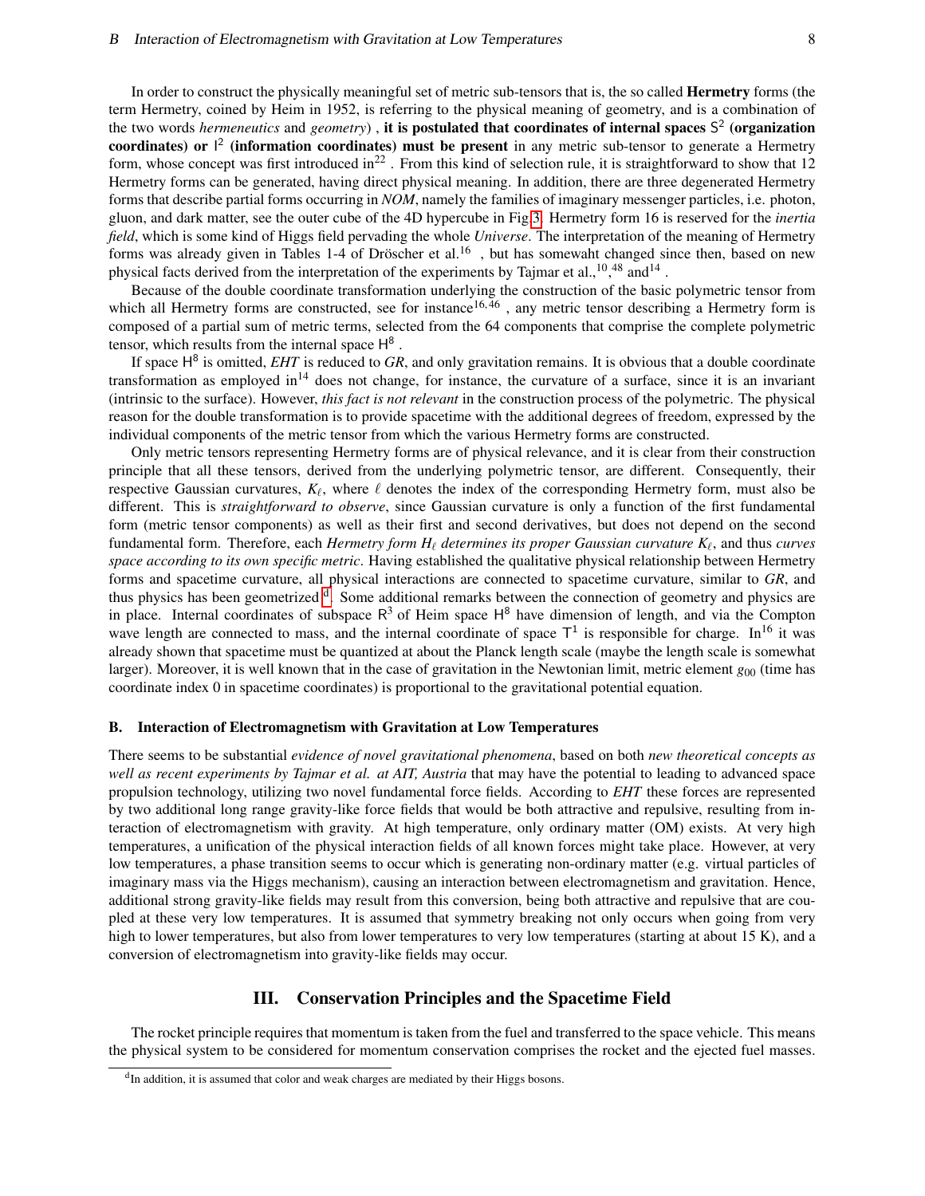In order to construct the physically meaningful set of metric sub-tensors that is, the so called **Hermetry** forms (the term Hermetry, coined by Heim in 1952, is referring to the physical meaning of geometry, and is a combination of the two words *hermeneutics* and *geometry*) , **it is postulated that coordinates of internal spaces $S^2$ (organization coordinates) or $I^2$ (information coordinates) must be present** in any metric sub-tensor to generate a Hermetry form, whose concept was first introduced in[22] . From this kind of selection rule, it is straightforward to show that 12 Hermetry forms can be generated, having direct physical meaning. In addition, there are three degenerated Hermetry forms that describe partial forms occurring in *NOM*, namely the families of imaginary messenger particles, i.e. photon, gluon, and dark matter, see the outer cube of the 4D hypercube in Fig 3. Hermetry form 16 is reserved for the *inertia field*, which is some kind of Higgs field pervading the whole *Universe*. The interpretation of the meaning of Hermetry forms was already given in Tables 1-4 of Dröscher et al.[16] , but has somewaht changed since then, based on new physical facts derived from the interpretation of the experiments by Tajmar et al.,[10],[48] and[14] .

Because of the double coordinate transformation underlying the construction of the basic polymetric tensor from which all Hermetry forms are constructed, see for instance[16,46] , any metric tensor describing a Hermetry form is composed of a partial sum of metric terms, selected from the 64 components that comprise the complete polymetric tensor, which results from the internal space $H^8$ .

If space $H^8$ is omitted, *EHT* is reduced to *GR*, and only gravitation remains. It is obvious that a double coordinate transformation as employed in[14] does not change, for instance, the curvature of a surface, since it is an invariant (intrinsic to the surface). However, *this fact is not relevant* in the construction process of the polymetric. The physical reason for the double transformation is to provide spacetime with the additional degrees of freedom, expressed by the individual components of the metric tensor from which the various Hermetry forms are constructed.

Only metric tensors representing Hermetry forms are of physical relevance, and it is clear from their construction principle that all these tensors, derived from the underlying polymetric tensor, are different. Consequently, their respective Gaussian curvatures, $K_\ell$, where $\ell$ denotes the index of the corresponding Hermetry form, must also be different. This is *straightforward to observe*, since Gaussian curvature is only a function of the first fundamental form (metric tensor components) as well as their first and second derivatives, but does not depend on the second fundamental form. Therefore, each *Hermetry form $H_\ell$ determines its proper Gaussian curvature $K_\ell$*, and thus *curves space according to its own specific metric*. Having established the qualitative physical relationship between Hermetry forms and spacetime curvature, all physical interactions are connected to spacetime curvature, similar to *GR*, and thus physics has been geometrized [d]. Some additional remarks between the connection of geometry and physics are in place. Internal coordinates of subspace $R^3$ of Heim space $H^8$ have dimension of length, and via the Compton wave length are connected to mass, and the internal coordinate of space $T^1$ is responsible for charge. In[16] it was already shown that spacetime must be quantized at about the Planck length scale (maybe the length scale is somewhat larger). Moreover, it is well known that in the case of gravitation in the Newtonian limit, metric element $g_{00}$ (time has coordinate index 0 in spacetime coordinates) is proportional to the gravitational potential equation.

### B. Interaction of Electromagnetism with Gravitation at Low Temperatures

There seems to be substantial *evidence of novel gravitational phenomena*, based on both *new theoretical concepts as well as recent experiments by Tajmar et al. at AIT, Austria* that may have the potential to leading to advanced space propulsion technology, utilizing two novel fundamental force fields. According to *EHT* these forces are represented by two additional long range gravity-like force fields that would be both attractive and repulsive, resulting from interaction of electromagnetism with gravity. At high temperature, only ordinary matter (OM) exists. At very high temperatures, a unification of the physical interaction fields of all known forces might take place. However, at very low temperatures, a phase transition seems to occur which is generating non-ordinary matter (e.g. virtual particles of imaginary mass via the Higgs mechanism), causing an interaction between electromagnetism and gravitation. Hence, additional strong gravity-like fields may result from this conversion, being both attractive and repulsive that are coupled at these very low temperatures. It is assumed that symmetry breaking not only occurs when going from very high to lower temperatures, but also from lower temperatures to very low temperatures (starting at about 15 K), and a conversion of electromagnetism into gravity-like fields may occur.

## III. Conservation Principles and the Spacetime Field

The rocket principle requires that momentum is taken from the fuel and transferred to the space vehicle. This means the physical system to be considered for momentum conservation comprises the rocket and the ejected fuel masses.

[d] In addition, it is assumed that color and weak charges are mediated by their Higgs bosons.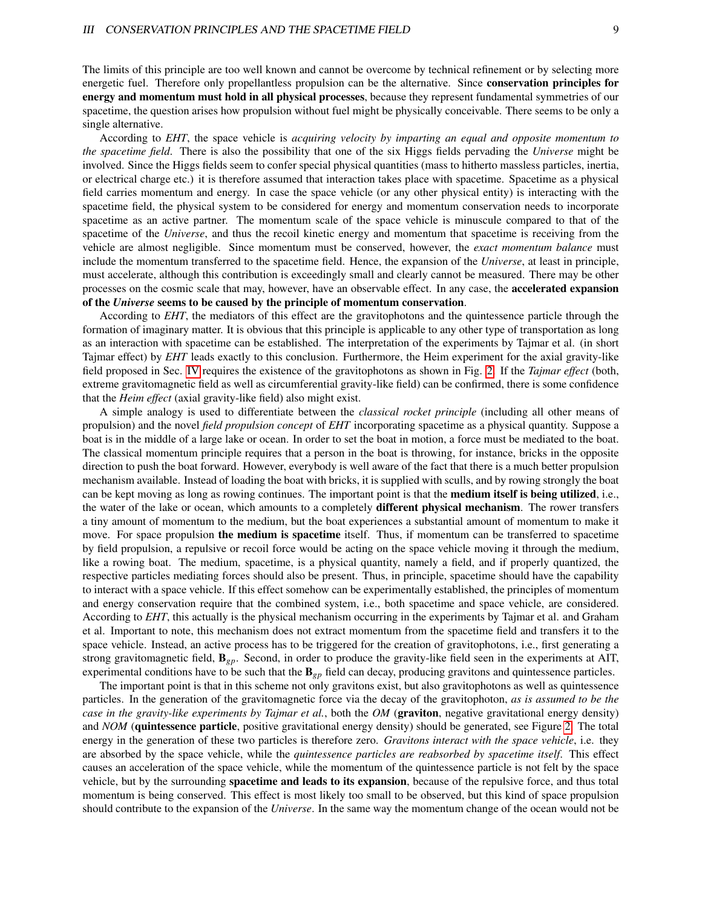The limits of this principle are too well known and cannot be overcome by technical refinement or by selecting more energetic fuel. Therefore only propellantless propulsion can be the alternative. Since **conservation principles for energy and momentum must hold in all physical processes**, because they represent fundamental symmetries of our spacetime, the question arises how propulsion without fuel might be physically conceivable. There seems to be only a single alternative.

According to *EHT*, the space vehicle is *acquiring velocity by imparting an equal and opposite momentum to the spacetime field*. There is also the possibility that one of the six Higgs fields pervading the *Universe* might be involved. Since the Higgs fields seem to confer special physical quantities (mass to hitherto massless particles, inertia, or electrical charge etc.) it is therefore assumed that interaction takes place with spacetime. Spacetime as a physical field carries momentum and energy. In case the space vehicle (or any other physical entity) is interacting with the spacetime field, the physical system to be considered for energy and momentum conservation needs to incorporate spacetime as an active partner. The momentum scale of the space vehicle is minuscule compared to that of the spacetime of the *Universe*, and thus the recoil kinetic energy and momentum that spacetime is receiving from the vehicle are almost negligible. Since momentum must be conserved, however, the *exact momentum balance* must include the momentum transferred to the spacetime field. Hence, the expansion of the *Universe*, at least in principle, must accelerate, although this contribution is exceedingly small and clearly cannot be measured. There may be other processes on the cosmic scale that may, however, have an observable effect. In any case, the **accelerated expansion of the *Universe* seems to be caused by the principle of momentum conservation**.

According to *EHT*, the mediators of this effect are the gravitophotons and the quintessence particle through the formation of imaginary matter. It is obvious that this principle is applicable to any other type of transportation as long as an interaction with spacetime can be established. The interpretation of the experiments by Tajmar et al. (in short Tajmar effect) by *EHT* leads exactly to this conclusion. Furthermore, the Heim experiment for the axial gravity-like field proposed in Sec. IV requires the existence of the gravitophotons as shown in Fig. 2. If the *Tajmar effect* (both, extreme gravitomagnetic field as well as circumferential gravity-like field) can be confirmed, there is some confidence that the *Heim effect* (axial gravity-like field) also might exist.

A simple analogy is used to differentiate between the *classical rocket principle* (including all other means of propulsion) and the novel *field propulsion concept* of *EHT* incorporating spacetime as a physical quantity. Suppose a boat is in the middle of a large lake or ocean. In order to set the boat in motion, a force must be mediated to the boat. The classical momentum principle requires that a person in the boat is throwing, for instance, bricks in the opposite direction to push the boat forward. However, everybody is well aware of the fact that there is a much better propulsion mechanism available. Instead of loading the boat with bricks, it is supplied with sculls, and by rowing strongly the boat can be kept moving as long as rowing continues. The important point is that the **medium itself is being utilized**, i.e., the water of the lake or ocean, which amounts to a completely **different physical mechanism**. The rower transfers a tiny amount of momentum to the medium, but the boat experiences a substantial amount of momentum to make it move. For space propulsion **the medium is spacetime** itself. Thus, if momentum can be transferred to spacetime by field propulsion, a repulsive or recoil force would be acting on the space vehicle moving it through the medium, like a rowing boat. The medium, spacetime, is a physical quantity, namely a field, and if properly quantized, the respective particles mediating forces should also be present. Thus, in principle, spacetime should have the capability to interact with a space vehicle. If this effect somehow can be experimentally established, the principles of momentum and energy conservation require that the combined system, i.e., both spacetime and space vehicle, are considered. According to *EHT*, this actually is the physical mechanism occurring in the experiments by Tajmar et al. and Graham et al. Important to note, this mechanism does not extract momentum from the spacetime field and transfers it to the space vehicle. Instead, an active process has to be triggered for the creation of gravitophotons, i.e., first generating a strong gravitomagnetic field, $\mathbf{B}_{gp}$. Second, in order to produce the gravity-like field seen in the experiments at AIT, experimental conditions have to be such that the $\mathbf{B}_{gp}$ field can decay, producing gravitons and quintessence particles.

The important point is that in this scheme not only gravitons exist, but also gravitophotons as well as quintessence particles. In the generation of the gravitomagnetic force via the decay of the gravitophoton, *as is assumed to be the case in the gravity-like experiments by Tajmar et al.*, both the *OM* (**graviton**, negative gravitational energy density) and *NOM* (**quintessence particle**, positive gravitational energy density) should be generated, see Figure 2. The total energy in the generation of these two particles is therefore zero. *Gravitons interact with the space vehicle*, i.e. they are absorbed by the space vehicle, while the *quintessence particles are reabsorbed by spacetime itself*. This effect causes an acceleration of the space vehicle, while the momentum of the quintessence particle is not felt by the space vehicle, but by the surrounding **spacetime and leads to its expansion**, because of the repulsive force, and thus total momentum is being conserved. This effect is most likely too small to be observed, but this kind of space propulsion should contribute to the expansion of the *Universe*. In the same way the momentum change of the ocean would not be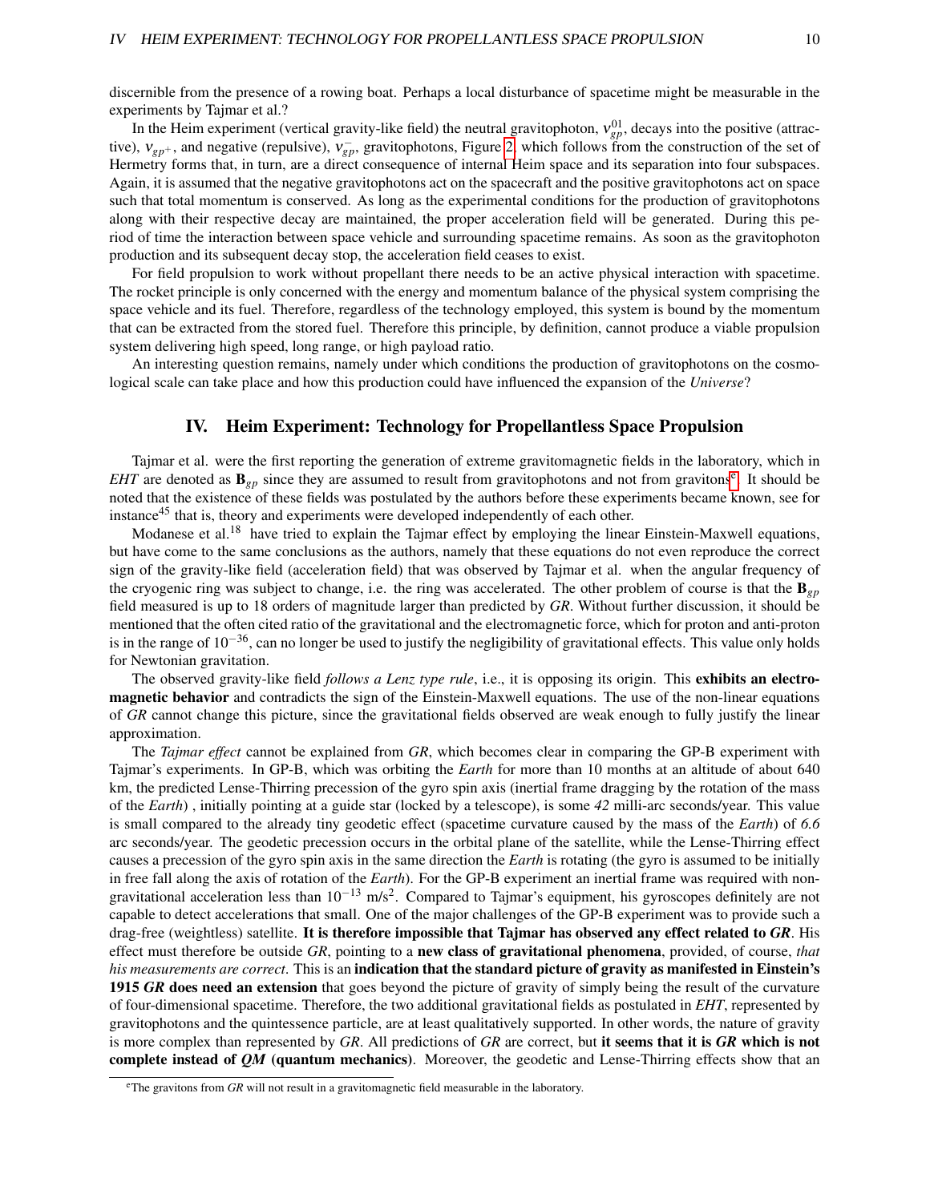discernible from the presence of a rowing boat. Perhaps a local disturbance of spacetime might be measurable in the experiments by Tajmar et al.?

In the Heim experiment (vertical gravity-like field) the neutral gravitophoton, $\nu_{gp}^{01}$, decays into the positive (attractive), $\nu_{gp^+}$, and negative (repulsive), $\nu_{gp}^{-}$, gravitophotons, Figure 2, which follows from the construction of the set of Hermetry forms that, in turn, are a direct consequence of internal Heim space and its separation into four subspaces. Again, it is assumed that the negative gravitophotons act on the spacecraft and the positive gravitophotons act on space such that total momentum is conserved. As long as the experimental conditions for the production of gravitophotons along with their respective decay are maintained, the proper acceleration field will be generated. During this period of time the interaction between space vehicle and surrounding spacetime remains. As soon as the gravitophoton production and its subsequent decay stop, the acceleration field ceases to exist.

For field propulsion to work without propellant there needs to be an active physical interaction with spacetime. The rocket principle is only concerned with the energy and momentum balance of the physical system comprising the space vehicle and its fuel. Therefore, regardless of the technology employed, this system is bound by the momentum that can be extracted from the stored fuel. Therefore this principle, by definition, cannot produce a viable propulsion system delivering high speed, long range, or high payload ratio.

An interesting question remains, namely under which conditions the production of gravitophotons on the cosmological scale can take place and how this production could have influenced the expansion of the *Universe*?

## IV. Heim Experiment: Technology for Propellantless Space Propulsion

Tajmar et al. were the first reporting the generation of extreme gravitomagnetic fields in the laboratory, which in *EHT* are denoted as $\mathbf{B}_{gp}$ since they are assumed to result from gravitophotons and not from gravitons[e]. It should be noted that the existence of these fields was postulated by the authors before these experiments became known, see for instance[45] that is, theory and experiments were developed independently of each other.

Modanese et al.[18] have tried to explain the Tajmar effect by employing the linear Einstein-Maxwell equations, but have come to the same conclusions as the authors, namely that these equations do not even reproduce the correct sign of the gravity-like field (acceleration field) that was observed by Tajmar et al. when the angular frequency of the cryogenic ring was subject to change, i.e. the ring was accelerated. The other problem of course is that the $\mathbf{B}_{gp}$ field measured is up to 18 orders of magnitude larger than predicted by *GR*. Without further discussion, it should be mentioned that the often cited ratio of the gravitational and the electromagnetic force, which for proton and anti-proton is in the range of $10^{-36}$, can no longer be used to justify the negligibility of gravitational effects. This value only holds for Newtonian gravitation.

The observed gravity-like field *follows a Lenz type rule*, i.e., it is opposing its origin. This **exhibits an electromagnetic behavior** and contradicts the sign of the Einstein-Maxwell equations. The use of the non-linear equations of *GR* cannot change this picture, since the gravitational fields observed are weak enough to fully justify the linear approximation.

The *Tajmar effect* cannot be explained from *GR*, which becomes clear in comparing the GP-B experiment with Tajmar's experiments. In GP-B, which was orbiting the *Earth* for more than 10 months at an altitude of about 640 km, the predicted Lense-Thirring precession of the gyro spin axis (inertial frame dragging by the rotation of the mass of the *Earth*) , initially pointing at a guide star (locked by a telescope), is some *42* milli-arc seconds/year. This value is small compared to the already tiny geodetic effect (spacetime curvature caused by the mass of the *Earth*) of *6.6* arc seconds/year. The geodetic precession occurs in the orbital plane of the satellite, while the Lense-Thirring effect causes a precession of the gyro spin axis in the same direction the *Earth* is rotating (the gyro is assumed to be initially in free fall along the axis of rotation of the *Earth*). For the GP-B experiment an inertial frame was required with non-gravitational acceleration less than $10^{-13}$ m/s$^2$. Compared to Tajmar's equipment, his gyroscopes definitely are not capable to detect accelerations that small. One of the major challenges of the GP-B experiment was to provide such a drag-free (weightless) satellite. **It is therefore impossible that Tajmar has observed any effect related to *GR*.** His effect must therefore be outside *GR*, pointing to a **new class of gravitational phenomena**, provided, of course, *that his measurements are correct*. This is an **indication that the standard picture of gravity as manifested in Einstein's 1915 *GR* does need an extension** that goes beyond the picture of gravity of simply being the result of the curvature of four-dimensional spacetime. Therefore, the two additional gravitational fields as postulated in *EHT*, represented by gravitophotons and the quintessence particle, are at least qualitatively supported. In other words, the nature of gravity is more complex than represented by *GR*. All predictions of *GR* are correct, but **it seems that it is *GR* which is not complete instead of *QM* (quantum mechanics)**. Moreover, the geodetic and Lense-Thirring effects show that an

[e] The gravitons from *GR* will not result in a gravitomagnetic field measurable in the laboratory.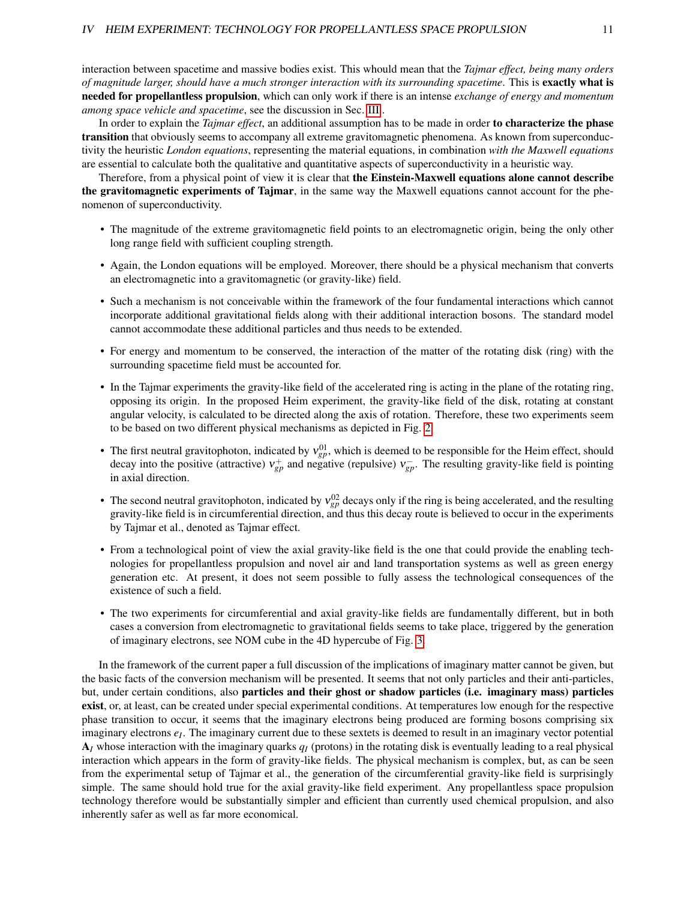interaction between spacetime and massive bodies exist. This whould mean that the *Tajmar effect, being many orders of magnitude larger, should have a much stronger interaction with its surrounding spacetime*. This is **exactly what is needed for propellantless propulsion**, which can only work if there is an intense *exchange of energy and momentum among space vehicle and spacetime*, see the discussion in Sec. III.

In order to explain the *Tajmar effect*, an additional assumption has to be made in order **to characterize the phase transition** that obviously seems to accompany all extreme gravitomagnetic phenomena. As known from superconductivity the heuristic *London equations*, representing the material equations, in combination *with the Maxwell equations* are essential to calculate both the qualitative and quantitative aspects of superconductivity in a heuristic way.

Therefore, from a physical point of view it is clear that **the Einstein-Maxwell equations alone cannot describe the gravitomagnetic experiments of Tajmar**, in the same way the Maxwell equations cannot account for the phenomenon of superconductivity.

- The magnitude of the extreme gravitomagnetic field points to an electromagnetic origin, being the only other long range field with sufficient coupling strength.
- Again, the London equations will be employed. Moreover, there should be a physical mechanism that converts an electromagnetic into a gravitomagnetic (or gravity-like) field.
- Such a mechanism is not conceivable within the framework of the four fundamental interactions which cannot incorporate additional gravitational fields along with their additional interaction bosons. The standard model cannot accommodate these additional particles and thus needs to be extended.
- For energy and momentum to be conserved, the interaction of the matter of the rotating disk (ring) with the surrounding spacetime field must be accounted for.
- In the Tajmar experiments the gravity-like field of the accelerated ring is acting in the plane of the rotating ring, opposing its origin. In the proposed Heim experiment, the gravity-like field of the disk, rotating at constant angular velocity, is calculated to be directed along the axis of rotation. Therefore, these two experiments seem to be based on two different physical mechanisms as depicted in Fig. 2.
- The first neutral gravitophoton, indicated by $\nu_{gp}^{01}$, which is deemed to be responsible for the Heim effect, should decay into the positive (attractive) $\nu_{gp}^{+}$ and negative (repulsive) $\nu_{gp}^{-}$. The resulting gravity-like field is pointing in axial direction.
- The second neutral gravitophoton, indicated by $\nu_{gp}^{02}$ decays only if the ring is being accelerated, and the resulting gravity-like field is in circumferential direction, and thus this decay route is believed to occur in the experiments by Tajmar et al., denoted as Tajmar effect.
- From a technological point of view the axial gravity-like field is the one that could provide the enabling technologies for propellantless propulsion and novel air and land transportation systems as well as green energy generation etc. At present, it does not seem possible to fully assess the technological consequences of the existence of such a field.
- The two experiments for circumferential and axial gravity-like fields are fundamentally different, but in both cases a conversion from electromagnetic to gravitational fields seems to take place, triggered by the generation of imaginary electrons, see NOM cube in the 4D hypercube of Fig. 3.

In the framework of the current paper a full discussion of the implications of imaginary matter cannot be given, but the basic facts of the conversion mechanism will be presented. It seems that not only particles and their anti-particles, but, under certain conditions, also **particles and their ghost or shadow particles (i.e. imaginary mass) particles exist**, or, at least, can be created under special experimental conditions. At temperatures low enough for the respective phase transition to occur, it seems that the imaginary electrons being produced are forming bosons comprising six imaginary electrons $e_I$. The imaginary current due to these sextets is deemed to result in an imaginary vector potential $\mathbf{A}_I$ whose interaction with the imaginary quarks $q_I$ (protons) in the rotating disk is eventually leading to a real physical interaction which appears in the form of gravity-like fields. The physical mechanism is complex, but, as can be seen from the experimental setup of Tajmar et al., the generation of the circumferential gravity-like field is surprisingly simple. The same should hold true for the axial gravity-like field experiment. Any propellantless space propulsion technology therefore would be substantially simpler and efficient than currently used chemical propulsion, and also inherently safer as well as far more economical.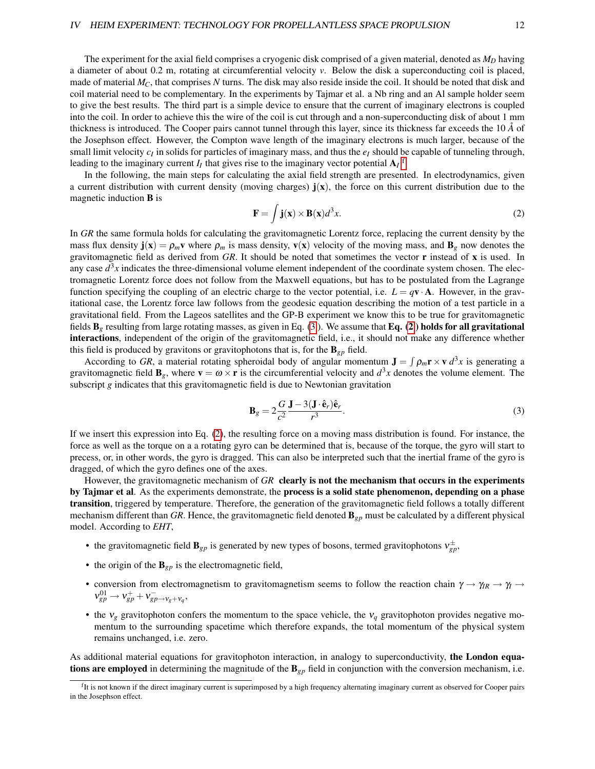The experiment for the axial field comprises a cryogenic disk comprised of a given material, denoted as $M_D$ having a diameter of about 0.2 m, rotating at circumferential velocity $v$. Below the disk a superconducting coil is placed, made of material $M_C$, that comprises $N$ turns. The disk may also reside inside the coil. It should be noted that disk and coil material need to be complementary. In the experiments by Tajmar et al. a Nb ring and an Al sample holder seem to give the best results. The third part is a simple device to ensure that the current of imaginary electrons is coupled into the coil. In order to achieve this the wire of the coil is cut through and a non-superconducting disk of about 1 mm thickness is introduced. The Cooper pairs cannot tunnel through this layer, since its thickness far exceeds the 10 $\mathring{A}$ of the Josephson effect. However, the Compton wave length of the imaginary electrons is much larger, because of the small limit velocity $c_I$ in solids for particles of imaginary mass, and thus the $e_I$ should be capable of tunneling through, leading to the imaginary current $I_I$ that gives rise to the imaginary vector potential $\mathbf{A}_I$ [f].

In the following, the main steps for calculating the axial field strength are presented. In electrodynamics, given a current distribution with current density (moving charges) $\mathbf{j}(\mathbf{x})$, the force on this current distribution due to the magnetic induction $\mathbf{B}$ is

$$\mathbf{F} = \int \mathbf{j}(\mathbf{x}) \times \mathbf{B}(\mathbf{x}) d^3x. \tag{2}$$

In *GR* the same formula holds for calculating the gravitomagnetic Lorentz force, replacing the current density by the mass flux density $\mathbf{j}(\mathbf{x}) = \rho_m \mathbf{v}$ where $\rho_m$ is mass density, $\mathbf{v}(\mathbf{x})$ velocity of the moving mass, and $\mathbf{B}_g$ now denotes the gravitomagnetic field as derived from *GR*. It should be noted that sometimes the vector $\mathbf{r}$ instead of $\mathbf{x}$ is used. In any case $d^3x$ indicates the three-dimensional volume element independent of the coordinate system chosen. The electromagnetic Lorentz force does not follow from the Maxwell equations, but has to be postulated from the Lagrange function specifying the coupling of an electric charge to the vector potential, i.e. $L = q\mathbf{v} \cdot \mathbf{A}$. However, in the gravitational case, the Lorentz force law follows from the geodesic equation describing the motion of a test particle in a gravitational field. From the Lageos satellites and the GP-B experiment we know this to be true for gravitomagnetic fields $\mathbf{B}_g$ resulting from large rotating masses, as given in Eq. (3). We assume that **Eq. (2) holds for all gravitational interactions**, independent of the origin of the gravitomagnetic field, i.e., it should not make any difference whether this field is produced by gravitons or gravitophotons that is, for the $\mathbf{B}_{gp}$ field.

According to *GR*, a material rotating spheroidal body of angular momentum $\mathbf{J} = \int \rho_m \mathbf{r} \times \mathbf{v}\, d^3x$ is generating a gravitomagnetic field $\mathbf{B}_g$, where $\mathbf{v} = \boldsymbol{\omega} \times \mathbf{r}$ is the circumferential velocity and $d^3x$ denotes the volume element. The subscript $g$ indicates that this gravitomagnetic field is due to Newtonian gravitation

$$\mathbf{B}_g = 2\frac{G}{c^2}\frac{\mathbf{J} - 3(\mathbf{J} \cdot \hat{\mathbf{e}}_r)\hat{\mathbf{e}}_r}{r^3}. \tag{3}$$

If we insert this expression into Eq. (2), the resulting force on a moving mass distribution is found. For instance, the force as well as the torque on a a rotating gyro can be determined that is, because of the torque, the gyro will start to precess, or, in other words, the gyro is dragged. This can also be interpreted such that the inertial frame of the gyro is dragged, of which the gyro defines one of the axes.

However, the gravitomagnetic mechanism of *GR* **clearly is not the mechanism that occurs in the experiments by Tajmar et al**. As the experiments demonstrate, the **process is a solid state phenomenon, depending on a phase transition**, triggered by temperature. Therefore, the generation of the gravitomagnetic field follows a totally different mechanism different than *GR*. Hence, the gravitomagnetic field denoted $\mathbf{B}_{gp}$ must be calculated by a different physical model. According to *EHT*,

- the gravitomagnetic field $\mathbf{B}_{gp}$ is generated by new types of bosons, termed gravitophotons $\nu_{gp}^{\pm}$,
- the origin of the $\mathbf{B}_{gp}$ is the electromagnetic field,
- conversion from electromagnetism to gravitomagnetism seems to follow the reaction chain $\gamma \to \gamma_{IR} \to \gamma_I \to \nu_{gp}^{01} \to \nu_{gp}^{+} + \nu_{gp \to \nu_g + \nu_q}^{-}$,
- the $\nu_g$ gravitophoton confers the momentum to the space vehicle, the $\nu_q$ gravitophoton provides negative momentum to the surrounding spacetime which therefore expands, the total momentum of the physical system remains unchanged, i.e. zero.

As additional material equations for gravitophoton interaction, in analogy to superconductivity, **the London equations are employed** in determining the magnitude of the $\mathbf{B}_{gp}$ field in conjunction with the conversion mechanism, i.e.

[f] It is not known if the direct imaginary current is superimposed by a high frequency alternating imaginary current as observed for Cooper pairs in the Josephson effect.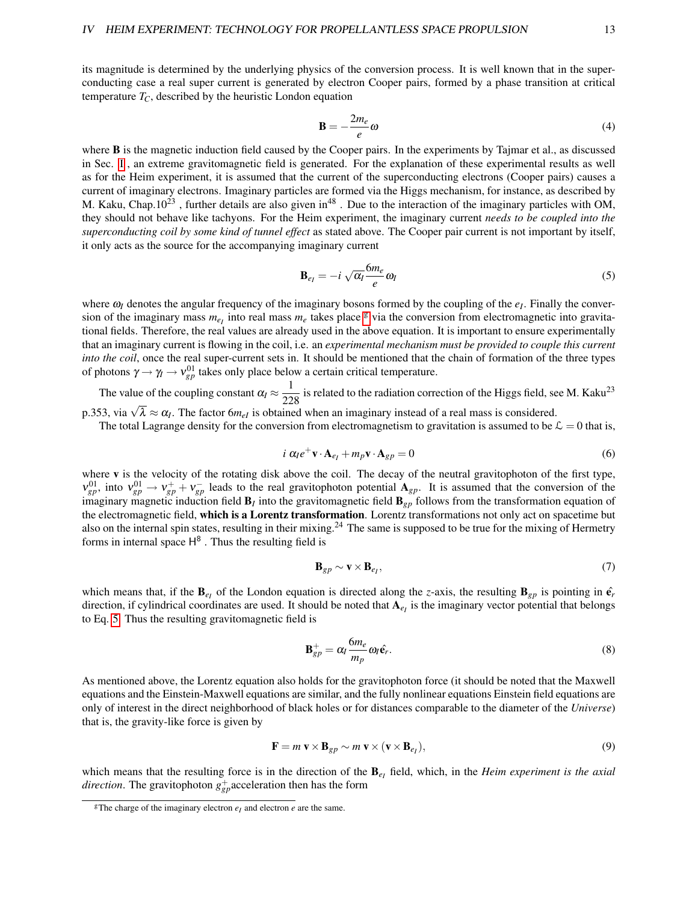its magnitude is determined by the underlying physics of the conversion process. It is well known that in the superconducting case a real super current is generated by electron Cooper pairs, formed by a phase transition at critical temperature $T_C$, described by the heuristic London equation

$$\mathbf{B} = -\frac{2m_e}{e}\omega \tag{4}$$

where **B** is the magnetic induction field caused by the Cooper pairs. In the experiments by Tajmar et al., as discussed in Sec. I, an extreme gravitomagnetic field is generated. For the explanation of these experimental results as well as for the Heim experiment, it is assumed that the current of the superconducting electrons (Cooper pairs) causes a current of imaginary electrons. Imaginary particles are formed via the Higgs mechanism, for instance, as described by M. Kaku, Chap.10[23], further details are also given in[48]. Due to the interaction of the imaginary particles with OM, they should not behave like tachyons. For the Heim experiment, the imaginary current *needs to be coupled into the superconducting coil by some kind of tunnel effect* as stated above. The Cooper pair current is not important by itself, it only acts as the source for the accompanying imaginary current

$$\mathbf{B}_{e_I} = -i\sqrt{\alpha_I}\frac{6m_e}{e}\omega_I \tag{5}$$

where $\omega_I$ denotes the angular frequency of the imaginary bosons formed by the coupling of the $e_I$. Finally the conversion of the imaginary mass $m_{e_I}$ into real mass $m_e$ takes place[g] via the conversion from electromagnetic into gravitational fields. Therefore, the real values are already used in the above equation. It is important to ensure experimentally that an imaginary current is flowing in the coil, i.e. an *experimental mechanism must be provided to couple this current into the coil*, once the real super-current sets in. It should be mentioned that the chain of formation of the three types of photons $\gamma \rightarrow \gamma_I \rightarrow \nu_{gp}^{01}$ takes only place below a certain critical temperature.

The value of the coupling constant $\alpha_I \approx \dfrac{1}{228}$ is related to the radiation correction of the Higgs field, see M. Kaku[23] p.353, via $\sqrt{\lambda} \approx \alpha_I$. The factor $6m_{eI}$ is obtained when an imaginary instead of a real mass is considered.

The total Lagrange density for the conversion from electromagnetism to gravitation is assumed to be $\mathcal{L} = 0$ that is,

$$i\,\alpha_I e^{+}\mathbf{v}\cdot\mathbf{A}_{e_I} + m_p\mathbf{v}\cdot\mathbf{A}_{gp} = 0 \tag{6}$$

where **v** is the velocity of the rotating disk above the coil. The decay of the neutral gravitophoton of the first type, $\nu_{gp}^{01}$, into $\nu_{gp}^{01} \rightarrow \nu_{gp}^{+} + \nu_{gp}^{-}$ leads to the real gravitophoton potential $\mathbf{A}_{gp}$. It is assumed that the conversion of the imaginary magnetic induction field $\mathbf{B}_I$ into the gravitomagnetic field $\mathbf{B}_{gp}$ follows from the transformation equation of the electromagnetic field, **which is a Lorentz transformation**. Lorentz transformations not only act on spacetime but also on the internal spin states, resulting in their mixing.[24] The same is supposed to be true for the mixing of Hermetry forms in internal space $H^8$. Thus the resulting field is

$$\mathbf{B}_{gp} \sim \mathbf{v}\times\mathbf{B}_{e_I}, \tag{7}$$

which means that, if the $\mathbf{B}_{e_I}$ of the London equation is directed along the $z$-axis, the resulting $\mathbf{B}_{gp}$ is pointing in $\hat{\mathbf{e}}_r$ direction, if cylindrical coordinates are used. It should be noted that $\mathbf{A}_{e_I}$ is the imaginary vector potential that belongs to Eq. 5. Thus the resulting gravitomagnetic field is

$$\mathbf{B}_{gp}^{+} = \alpha_I\frac{6m_e}{m_p}\omega_I\hat{\mathbf{e}}_r. \tag{8}$$

As mentioned above, the Lorentz equation also holds for the gravitophoton force (it should be noted that the Maxwell equations and the Einstein-Maxwell equations are similar, and the fully nonlinear equations Einstein field equations are only of interest in the direct neighborhood of black holes or for distances comparable to the diameter of the *Universe*) that is, the gravity-like force is given by

$$\mathbf{F} = m\,\mathbf{v}\times\mathbf{B}_{gp} \sim m\,\mathbf{v}\times(\mathbf{v}\times\mathbf{B}_{e_I}), \tag{9}$$

which means that the resulting force is in the direction of the $\mathbf{B}_{e_I}$ field, which, in the *Heim experiment is the axial direction*. The gravitophoton $g_{gp}^{+}$acceleration then has the form

[g] The charge of the imaginary electron $e_I$ and electron $e$ are the same.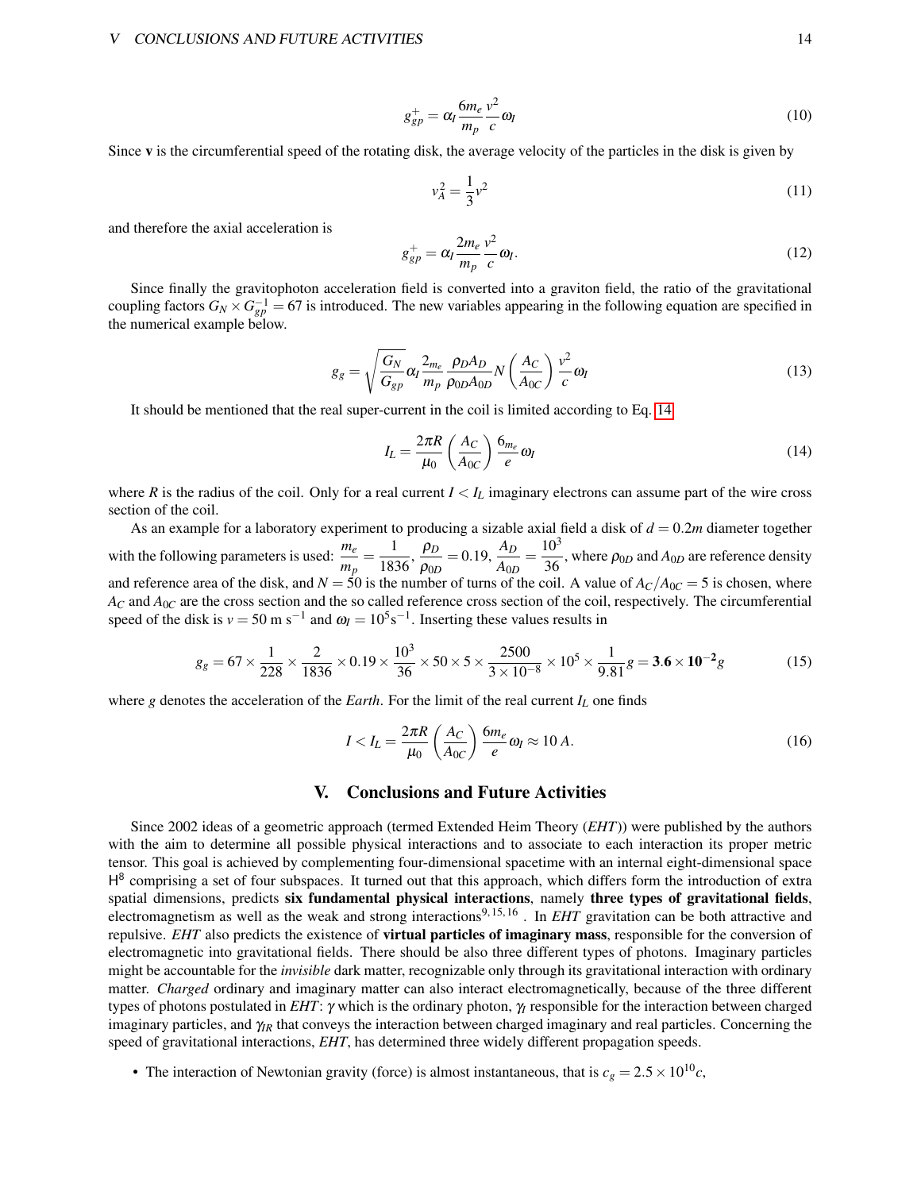$$g_{gp}^{+} = \alpha_I \frac{6m_e}{m_p} \frac{v^2}{c} \omega_I \tag{10}$$

Since **v** is the circumferential speed of the rotating disk, the average velocity of the particles in the disk is given by

$$v_A^2 = \frac{1}{3} v^2 \tag{11}$$

and therefore the axial acceleration is

$$g_{gp}^{+} = \alpha_I \frac{2m_e}{m_p} \frac{v^2}{c} \omega_I. \tag{12}$$

Since finally the gravitophoton acceleration field is converted into a graviton field, the ratio of the gravitational coupling factors $G_N \times G_{gp}^{-1} = 67$ is introduced. The new variables appearing in the following equation are specified in the numerical example below.

$$g_g = \sqrt{\frac{G_N}{G_{gp}}} \alpha_I \frac{2_{m_e}}{m_p} \frac{\rho_D A_D}{\rho_{0D} A_{0D}} N \left(\frac{A_C}{A_{0C}}\right) \frac{v^2}{c} \omega_I \tag{13}$$

It should be mentioned that the real super-current in the coil is limited according to Eq. 14

$$I_L = \frac{2\pi R}{\mu_0} \left(\frac{A_C}{A_{0C}}\right) \frac{6_{m_e}}{e} \omega_I \tag{14}$$

where $R$ is the radius of the coil. Only for a real current $I < I_L$ imaginary electrons can assume part of the wire cross section of the coil.

As an example for a laboratory experiment to producing a sizable axial field a disk of $d = 0.2m$ diameter together with the following parameters is used: $\frac{m_e}{m_p} = \frac{1}{1836}$, $\frac{\rho_D}{\rho_{0D}} = 0.19$, $\frac{A_D}{A_{0D}} = \frac{10^3}{36}$, where $\rho_{0D}$ and $A_{0D}$ are reference density and reference area of the disk, and $N = 50$ is the number of turns of the coil. A value of $A_C/A_{0C} = 5$ is chosen, where $A_C$ and $A_{0C}$ are the cross section and the so called reference cross section of the coil, respectively. The circumferential speed of the disk is $v = 50$ m s$^{-1}$ and $\omega_I = 10^5$s$^{-1}$. Inserting these values results in

$$g_g = 67 \times \frac{1}{228} \times \frac{2}{1836} \times 0.19 \times \frac{10^3}{36} \times 50 \times 5 \times \frac{2500}{3 \times 10^{-8}} \times 10^5 \times \frac{1}{9.81} g = \mathbf{3.6 \times 10^{-2}} g \tag{15}$$

where $g$ denotes the acceleration of the *Earth*. For the limit of the real current $I_L$ one finds

$$I < I_L = \frac{2\pi R}{\mu_0} \left(\frac{A_C}{A_{0C}}\right) \frac{6m_e}{e} \omega_I \approx 10\,A. \tag{16}$$

## V. Conclusions and Future Activities

Since 2002 ideas of a geometric approach (termed Extended Heim Theory (*EHT*)) were published by the authors with the aim to determine all possible physical interactions and to associate to each interaction its proper metric tensor. This goal is achieved by complementing four-dimensional spacetime with an internal eight-dimensional space $\mathrm{H}^8$ comprising a set of four subspaces. It turned out that this approach, which differs form the introduction of extra spatial dimensions, predicts **six fundamental physical interactions**, namely **three types of gravitational fields**, electromagnetism as well as the weak and strong interactions[9,15,16] . In *EHT* gravitation can be both attractive and repulsive. *EHT* also predicts the existence of **virtual particles of imaginary mass**, responsible for the conversion of electromagnetic into gravitational fields. There should be also three different types of photons. Imaginary particles might be accountable for the *invisible* dark matter, recognizable only through its gravitational interaction with ordinary matter. *Charged* ordinary and imaginary matter can also interact electromagnetically, because of the three different types of photons postulated in *EHT*: $\gamma$ which is the ordinary photon, $\gamma_I$ responsible for the interaction between charged imaginary particles, and $\gamma_{IR}$ that conveys the interaction between charged imaginary and real particles. Concerning the speed of gravitational interactions, *EHT*, has determined three widely different propagation speeds.

- The interaction of Newtonian gravity (force) is almost instantaneous, that is $c_g = 2.5 \times 10^{10} c$,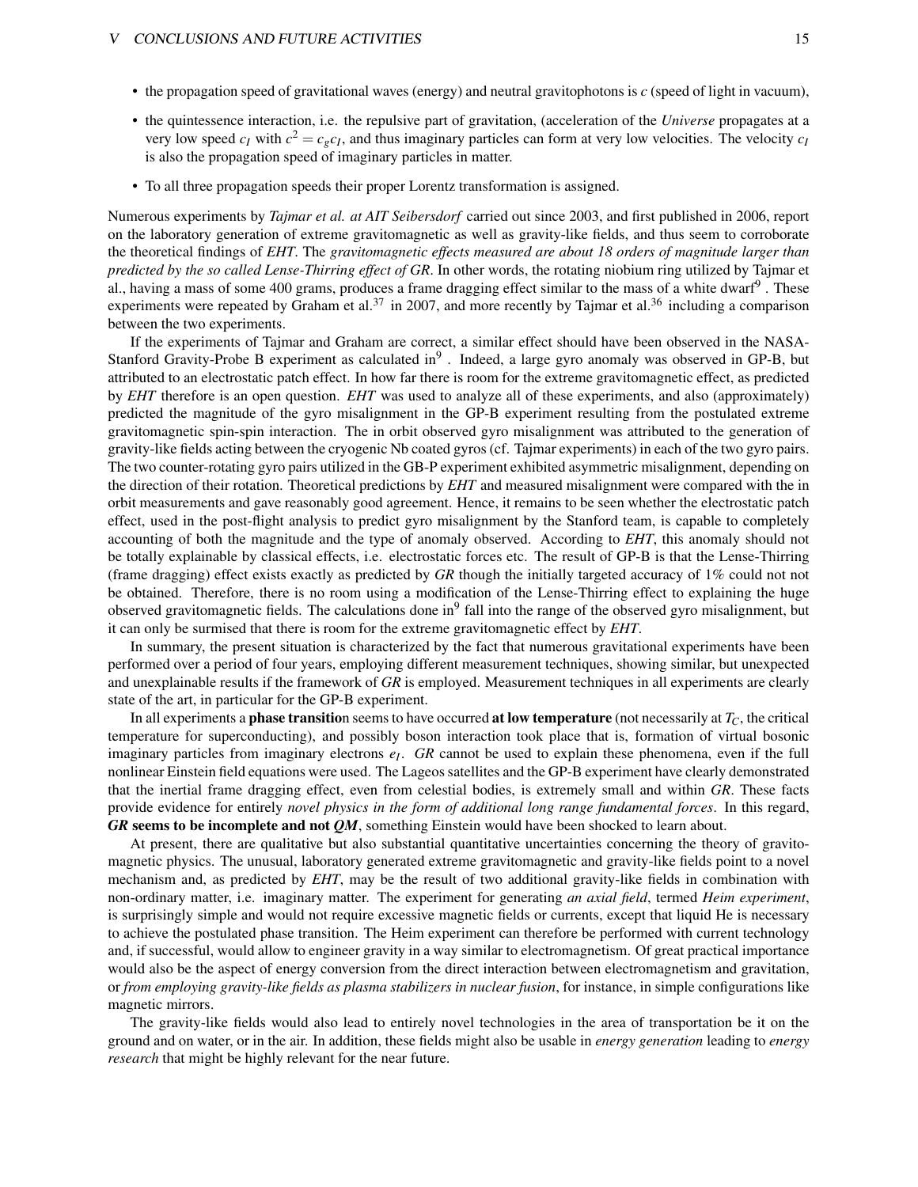- the propagation speed of gravitational waves (energy) and neutral gravitophotons is $c$ (speed of light in vacuum),
- the quintessence interaction, i.e. the repulsive part of gravitation, (acceleration of the *Universe* propagates at a very low speed $c_I$ with $c^2 = c_g c_I$, and thus imaginary particles can form at very low velocities. The velocity $c_I$ is also the propagation speed of imaginary particles in matter.
- To all three propagation speeds their proper Lorentz transformation is assigned.

Numerous experiments by *Tajmar et al. at AIT Seibersdorf* carried out since 2003, and first published in 2006, report on the laboratory generation of extreme gravitomagnetic as well as gravity-like fields, and thus seem to corroborate the theoretical findings of *EHT*. The *gravitomagnetic effects measured are about 18 orders of magnitude larger than predicted by the so called Lense-Thirring effect of GR*. In other words, the rotating niobium ring utilized by Tajmar et al., having a mass of some 400 grams, produces a frame dragging effect similar to the mass of a white dwarf[9]. These experiments were repeated by Graham et al.[37] in 2007, and more recently by Tajmar et al.[36] including a comparison between the two experiments.

If the experiments of Tajmar and Graham are correct, a similar effect should have been observed in the NASA-Stanford Gravity-Probe B experiment as calculated in[9]. Indeed, a large gyro anomaly was observed in GP-B, but attributed to an electrostatic patch effect. In how far there is room for the extreme gravitomagnetic effect, as predicted by *EHT* therefore is an open question. *EHT* was used to analyze all of these experiments, and also (approximately) predicted the magnitude of the gyro misalignment in the GP-B experiment resulting from the postulated extreme gravitomagnetic spin-spin interaction. The in orbit observed gyro misalignment was attributed to the generation of gravity-like fields acting between the cryogenic Nb coated gyros (cf. Tajmar experiments) in each of the two gyro pairs. The two counter-rotating gyro pairs utilized in the GB-P experiment exhibited asymmetric misalignment, depending on the direction of their rotation. Theoretical predictions by *EHT* and measured misalignment were compared with the in orbit measurements and gave reasonably good agreement. Hence, it remains to be seen whether the electrostatic patch effect, used in the post-flight analysis to predict gyro misalignment by the Stanford team, is capable to completely accounting of both the magnitude and the type of anomaly observed. According to *EHT*, this anomaly should not be totally explainable by classical effects, i.e. electrostatic forces etc. The result of GP-B is that the Lense-Thirring (frame dragging) effect exists exactly as predicted by *GR* though the initially targeted accuracy of 1% could not not be obtained. Therefore, there is no room using a modification of the Lense-Thirring effect to explaining the huge observed gravitomagnetic fields. The calculations done in[9] fall into the range of the observed gyro misalignment, but it can only be surmised that there is room for the extreme gravitomagnetic effect by *EHT*.

In summary, the present situation is characterized by the fact that numerous gravitational experiments have been performed over a period of four years, employing different measurement techniques, showing similar, but unexpected and unexplainable results if the framework of *GR* is employed. Measurement techniques in all experiments are clearly state of the art, in particular for the GP-B experiment.

In all experiments a **phase transitio**n seems to have occurred **at low temperature** (not necessarily at $T_C$, the critical temperature for superconducting), and possibly boson interaction took place that is, formation of virtual bosonic imaginary particles from imaginary electrons $e_I$. *GR* cannot be used to explain these phenomena, even if the full nonlinear Einstein field equations were used. The Lageos satellites and the GP-B experiment have clearly demonstrated that the inertial frame dragging effect, even from celestial bodies, is extremely small and within *GR*. These facts provide evidence for entirely *novel physics in the form of additional long range fundamental forces*. In this regard, ***GR* seems to be incomplete and not *QM***, something Einstein would have been shocked to learn about.

At present, there are qualitative but also substantial quantitative uncertainties concerning the theory of gravitomagnetic physics. The unusual, laboratory generated extreme gravitomagnetic and gravity-like fields point to a novel mechanism and, as predicted by *EHT*, may be the result of two additional gravity-like fields in combination with non-ordinary matter, i.e. imaginary matter. The experiment for generating *an axial field*, termed *Heim experiment*, is surprisingly simple and would not require excessive magnetic fields or currents, except that liquid He is necessary to achieve the postulated phase transition. The Heim experiment can therefore be performed with current technology and, if successful, would allow to engineer gravity in a way similar to electromagnetism. Of great practical importance would also be the aspect of energy conversion from the direct interaction between electromagnetism and gravitation, or *from employing gravity-like fields as plasma stabilizers in nuclear fusion*, for instance, in simple configurations like magnetic mirrors.

The gravity-like fields would also lead to entirely novel technologies in the area of transportation be it on the ground and on water, or in the air. In addition, these fields might also be usable in *energy generation* leading to *energy research* that might be highly relevant for the near future.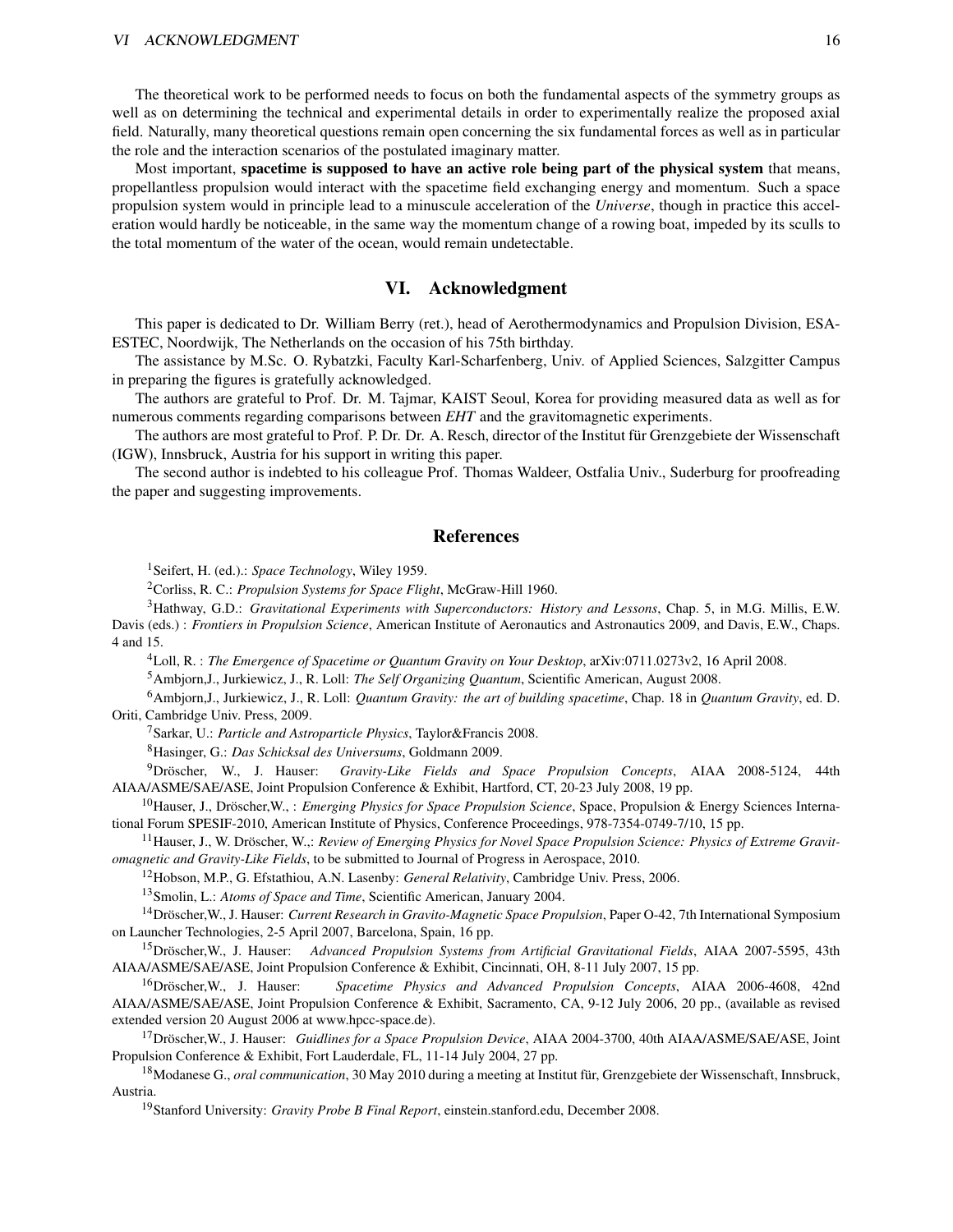The theoretical work to be performed needs to focus on both the fundamental aspects of the symmetry groups as well as on determining the technical and experimental details in order to experimentally realize the proposed axial field. Naturally, many theoretical questions remain open concerning the six fundamental forces as well as in particular the role and the interaction scenarios of the postulated imaginary matter.

Most important, **spacetime is supposed to have an active role being part of the physical system** that means, propellantless propulsion would interact with the spacetime field exchanging energy and momentum. Such a space propulsion system would in principle lead to a minuscule acceleration of the *Universe*, though in practice this acceleration would hardly be noticeable, in the same way the momentum change of a rowing boat, impeded by its sculls to the total momentum of the water of the ocean, would remain undetectable.

## VI. Acknowledgment

This paper is dedicated to Dr. William Berry (ret.), head of Aerothermodynamics and Propulsion Division, ESA-ESTEC, Noordwijk, The Netherlands on the occasion of his 75th birthday.

The assistance by M.Sc. O. Rybatzki, Faculty Karl-Scharfenberg, Univ. of Applied Sciences, Salzgitter Campus in preparing the figures is gratefully acknowledged.

The authors are grateful to Prof. Dr. M. Tajmar, KAIST Seoul, Korea for providing measured data as well as for numerous comments regarding comparisons between *EHT* and the gravitomagnetic experiments.

The authors are most grateful to Prof. P. Dr. Dr. A. Resch, director of the Institut für Grenzgebiete der Wissenschaft (IGW), Innsbruck, Austria for his support in writing this paper.

The second author is indebted to his colleague Prof. Thomas Waldeer, Ostfalia Univ., Suderburg for proofreading the paper and suggesting improvements.

## References

[1] Seifert, H. (ed.).: *Space Technology*, Wiley 1959.

[2] Corliss, R. C.: *Propulsion Systems for Space Flight*, McGraw-Hill 1960.

[3] Hathway, G.D.: *Gravitational Experiments with Superconductors: History and Lessons*, Chap. 5, in M.G. Millis, E.W. Davis (eds.) : *Frontiers in Propulsion Science*, American Institute of Aeronautics and Astronautics 2009, and Davis, E.W., Chaps. 4 and 15.

[4] Loll, R. : *The Emergence of Spacetime or Quantum Gravity on Your Desktop*, arXiv:0711.0273v2, 16 April 2008.

[5] Ambjorn,J., Jurkiewicz, J., R. Loll: *The Self Organizing Quantum*, Scientific American, August 2008.

[6] Ambjorn,J., Jurkiewicz, J., R. Loll: *Quantum Gravity: the art of building spacetime*, Chap. 18 in *Quantum Gravity*, ed. D. Oriti, Cambridge Univ. Press, 2009.

[7] Sarkar, U.: *Particle and Astroparticle Physics*, Taylor&Francis 2008.

[8] Hasinger, G.: *Das Schicksal des Universums*, Goldmann 2009.

[9] Dröscher, W., J. Hauser: *Gravity-Like Fields and Space Propulsion Concepts*, AIAA 2008-5124, 44th AIAA/ASME/SAE/ASE, Joint Propulsion Conference & Exhibit, Hartford, CT, 20-23 July 2008, 19 pp.

[10] Hauser, J., Dröscher,W., : *Emerging Physics for Space Propulsion Science*, Space, Propulsion & Energy Sciences International Forum SPESIF-2010, American Institute of Physics, Conference Proceedings, 978-7354-0749-7/10, 15 pp.

[11] Hauser, J., W. Dröscher, W.,: *Review of Emerging Physics for Novel Space Propulsion Science: Physics of Extreme Gravitomagnetic and Gravity-Like Fields*, to be submitted to Journal of Progress in Aerospace, 2010.

[12] Hobson, M.P., G. Efstathiou, A.N. Lasenby: *General Relativity*, Cambridge Univ. Press, 2006.

[13] Smolin, L.: *Atoms of Space and Time*, Scientific American, January 2004.

[14] Dröscher,W., J. Hauser: *Current Research in Gravito-Magnetic Space Propulsion*, Paper O-42, 7th International Symposium on Launcher Technologies, 2-5 April 2007, Barcelona, Spain, 16 pp.

[15] Dröscher,W., J. Hauser: *Advanced Propulsion Systems from Artificial Gravitational Fields*, AIAA 2007-5595, 43th AIAA/ASME/SAE/ASE, Joint Propulsion Conference & Exhibit, Cincinnati, OH, 8-11 July 2007, 15 pp.

[16] Dröscher,W., J. Hauser: *Spacetime Physics and Advanced Propulsion Concepts*, AIAA 2006-4608, 42nd AIAA/ASME/SAE/ASE, Joint Propulsion Conference & Exhibit, Sacramento, CA, 9-12 July 2006, 20 pp., (available as revised extended version 20 August 2006 at www.hpcc-space.de).

[17] Dröscher,W., J. Hauser: *Guidlines for a Space Propulsion Device*, AIAA 2004-3700, 40th AIAA/ASME/SAE/ASE, Joint Propulsion Conference & Exhibit, Fort Lauderdale, FL, 11-14 July 2004, 27 pp.

[18] Modanese G., *oral communication*, 30 May 2010 during a meeting at Institut für, Grenzgebiete der Wissenschaft, Innsbruck, Austria.

[19] Stanford University: *Gravity Probe B Final Report*, einstein.stanford.edu, December 2008.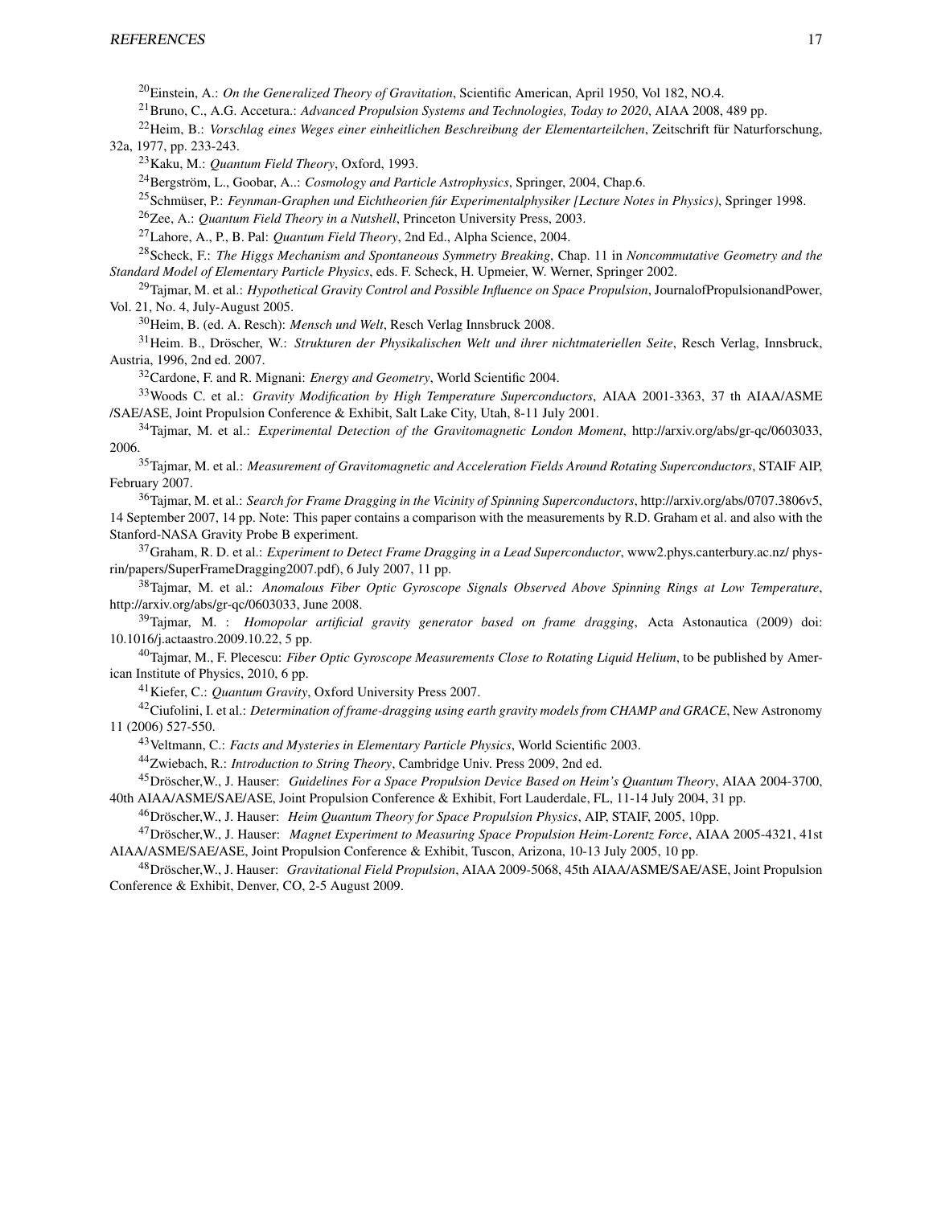[20]Einstein, A.: *On the Generalized Theory of Gravitation*, Scientific American, April 1950, Vol 182, NO.4.

[21]Bruno, C., A.G. Accetura.: *Advanced Propulsion Systems and Technologies, Today to 2020*, AIAA 2008, 489 pp.

[22]Heim, B.: *Vorschlag eines Weges einer einheitlichen Beschreibung der Elementarteilchen*, Zeitschrift für Naturforschung, 32a, 1977, pp. 233-243.

[23]Kaku, M.: *Quantum Field Theory*, Oxford, 1993.

[24]Bergström, L., Goobar, A..: *Cosmology and Particle Astrophysics*, Springer, 2004, Chap.6.

[25]Schmüser, P.: *Feynman-Graphen und Eichtheorien fúr Experimentalphysiker [Lecture Notes in Physics)*, Springer 1998.

[26]Zee, A.: *Quantum Field Theory in a Nutshell*, Princeton University Press, 2003.

[27]Lahore, A., P., B. Pal: *Quantum Field Theory*, 2nd Ed., Alpha Science, 2004.

[28]Scheck, F.: *The Higgs Mechanism and Spontaneous Symmetry Breaking*, Chap. 11 in *Noncommutative Geometry and the Standard Model of Elementary Particle Physics*, eds. F. Scheck, H. Upmeier, W. Werner, Springer 2002.

[29]Tajmar, M. et al.: *Hypothetical Gravity Control and Possible Influence on Space Propulsion*, JournalofPropulsionandPower, Vol. 21, No. 4, July-August 2005.

[30]Heim, B. (ed. A. Resch): *Mensch und Welt*, Resch Verlag Innsbruck 2008.

[31]Heim. B., Dröscher, W.: *Strukturen der Physikalischen Welt und ihrer nichtmateriellen Seite*, Resch Verlag, Innsbruck, Austria, 1996, 2nd ed. 2007.

[32]Cardone, F. and R. Mignani: *Energy and Geometry*, World Scientific 2004.

[33]Woods C. et al.: *Gravity Modification by High Temperature Superconductors*, AIAA 2001-3363, 37 th AIAA/ASME /SAE/ASE, Joint Propulsion Conference & Exhibit, Salt Lake City, Utah, 8-11 July 2001.

[34]Tajmar, M. et al.: *Experimental Detection of the Gravitomagnetic London Moment*, http://arxiv.org/abs/gr-qc/0603033, 2006.

[35]Tajmar, M. et al.: *Measurement of Gravitomagnetic and Acceleration Fields Around Rotating Superconductors*, STAIF AIP, February 2007.

[36]Tajmar, M. et al.: *Search for Frame Dragging in the Vicinity of Spinning Superconductors*, http://arxiv.org/abs/0707.3806v5, 14 September 2007, 14 pp. Note: This paper contains a comparison with the measurements by R.D. Graham et al. and also with the Stanford-NASA Gravity Probe B experiment.

[37]Graham, R. D. et al.: *Experiment to Detect Frame Dragging in a Lead Superconductor*, www2.phys.canterbury.ac.nz/ physrin/papers/SuperFrameDragging2007.pdf), 6 July 2007, 11 pp.

[38]Tajmar, M. et al.: *Anomalous Fiber Optic Gyroscope Signals Observed Above Spinning Rings at Low Temperature*, http://arxiv.org/abs/gr-qc/0603033, June 2008.

[39]Tajmar, M. : *Homopolar artificial gravity generator based on frame dragging*, Acta Astonautica (2009) doi: 10.1016/j.actaastro.2009.10.22, 5 pp.

[40]Tajmar, M., F. Plecescu: *Fiber Optic Gyroscope Measurements Close to Rotating Liquid Helium*, to be published by American Institute of Physics, 2010, 6 pp.

[41]Kiefer, C.: *Quantum Gravity*, Oxford University Press 2007.

[42]Ciufolini, I. et al.: *Determination of frame-dragging using earth gravity models from CHAMP and GRACE*, New Astronomy 11 (2006) 527-550.

[43]Veltmann, C.: *Facts and Mysteries in Elementary Particle Physics*, World Scientific 2003.

[44]Zwiebach, R.: *Introduction to String Theory*, Cambridge Univ. Press 2009, 2nd ed.

[45]Dröscher,W., J. Hauser: *Guidelines For a Space Propulsion Device Based on Heim's Quantum Theory*, AIAA 2004-3700, 40th AIAA/ASME/SAE/ASE, Joint Propulsion Conference & Exhibit, Fort Lauderdale, FL, 11-14 July 2004, 31 pp.

[46]Dröscher,W., J. Hauser: *Heim Quantum Theory for Space Propulsion Physics*, AIP, STAIF, 2005, 10pp.

[47]Dröscher,W., J. Hauser: *Magnet Experiment to Measuring Space Propulsion Heim-Lorentz Force*, AIAA 2005-4321, 41st AIAA/ASME/SAE/ASE, Joint Propulsion Conference & Exhibit, Tuscon, Arizona, 10-13 July 2005, 10 pp.

[48]Dröscher,W., J. Hauser: *Gravitational Field Propulsion*, AIAA 2009-5068, 45th AIAA/ASME/SAE/ASE, Joint Propulsion Conference & Exhibit, Denver, CO, 2-5 August 2009.